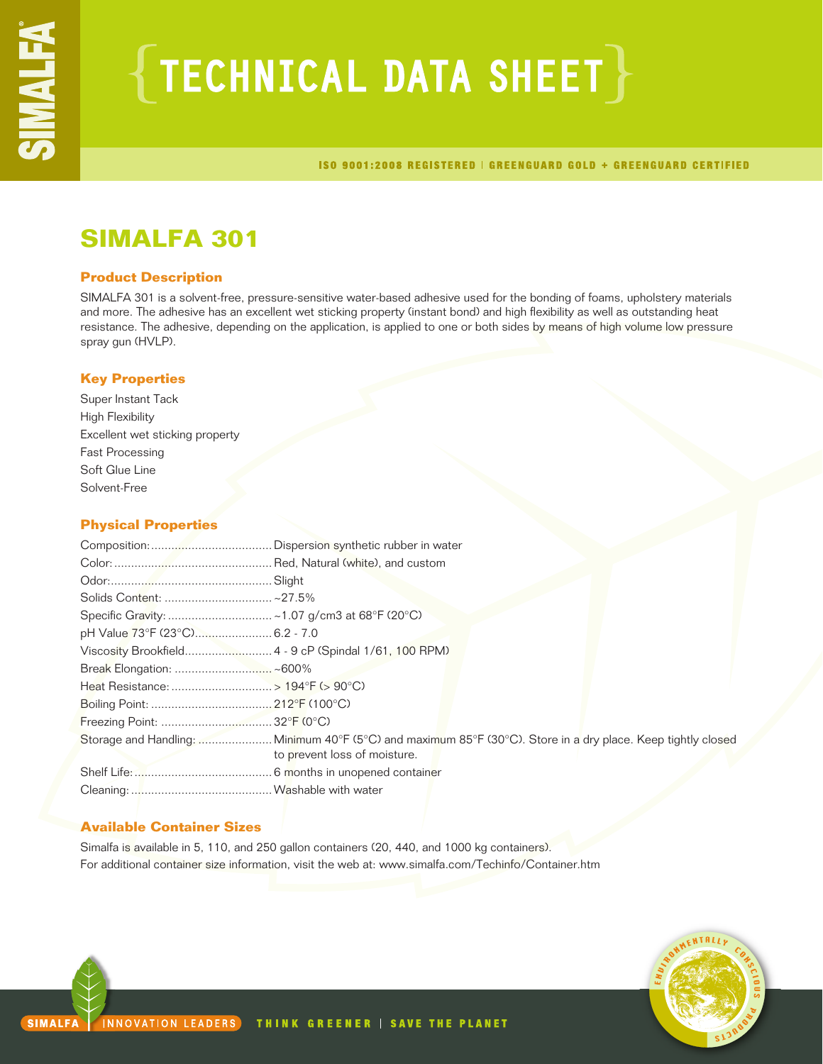# TECHNICAL DATA SHEET

ISO 9001:2008 REGISTERED | GREENGUARD GOLD + GREENGUARD CERTIFIED

## SIMALFA 301

### Product Description

SIMALFA 301 is a solvent-free, pressure-sensitive water-based adhesive used for the bonding of foams, upholstery materials and more. The adhesive has an excellent wet sticking property (instant bond) and high flexibility as well as outstanding heat resistance. The adhesive, depending on the application, is applied to one or both sides by means of high volume low pressure spray gun (HVLP).

### Key Properties

Super Instant Tack
High Flexibility
Excellent wet sticking property
Fast Processing
Soft Glue Line
Solvent-Free

### Physical Properties

| | |
|---|---|
| Composition: | Dispersion synthetic rubber in water |
| Color: | Red, Natural (white), and custom |
| Odor: | Slight |
| Solids Content: | ~27.5% |
| Specific Gravity: | ~1.07 g/cm3 at 68°F (20°C) |
| pH Value 73°F (23°C) | 6.2 - 7.0 |
| Viscosity Brookfield | 4 - 9 cP (Spindal 1/61, 100 RPM) |
| Break Elongation: | ~600% |
| Heat Resistance: | > 194°F (> 90°C) |
| Boiling Point: | 212°F (100°C) |
| Freezing Point: | 32°F (0°C) |
| Storage and Handling: | Minimum 40°F (5°C) and maximum 85°F (30°C). Store in a dry place. Keep tightly closed to prevent loss of moisture. |
| Shelf Life: | 6 months in unopened container |
| Cleaning: | Washable with water |

### Available Container Sizes

Simalfa is available in 5, 110, and 250 gallon containers (20, 440, and 1000 kg containers).
For additional container size information, visit the web at: www.simalfa.com/Techinfo/Container.htm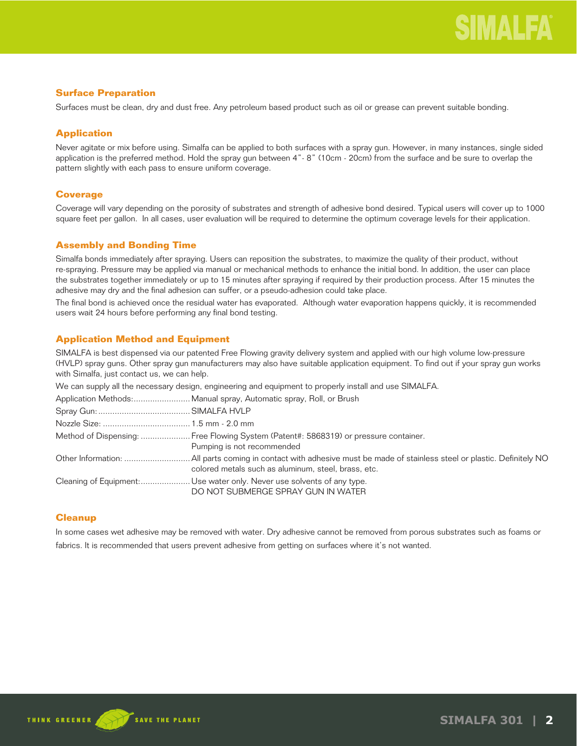## Surface Preparation

Surfaces must be clean, dry and dust free. Any petroleum based product such as oil or grease can prevent suitable bonding.

## Application

Never agitate or mix before using. Simalfa can be applied to both surfaces with a spray gun. However, in many instances, single sided application is the preferred method. Hold the spray gun between 4"- 8" (10cm - 20cm) from the surface and be sure to overlap the pattern slightly with each pass to ensure uniform coverage.

## Coverage

Coverage will vary depending on the porosity of substrates and strength of adhesive bond desired. Typical users will cover up to 1000 square feet per gallon. In all cases, user evaluation will be required to determine the optimum coverage levels for their application.

## Assembly and Bonding Time

Simalfa bonds immediately after spraying. Users can reposition the substrates, to maximize the quality of their product, without re-spraying. Pressure may be applied via manual or mechanical methods to enhance the initial bond. In addition, the user can place the substrates together immediately or up to 15 minutes after spraying if required by their production process. After 15 minutes the adhesive may dry and the final adhesion can suffer, or a pseudo-adhesion could take place.

The final bond is achieved once the residual water has evaporated. Although water evaporation happens quickly, it is recommended users wait 24 hours before performing any final bond testing.

## Application Method and Equipment

SIMALFA is best dispensed via our patented Free Flowing gravity delivery system and applied with our high volume low-pressure (HVLP) spray guns. Other spray gun manufacturers may also have suitable application equipment. To find out if your spray gun works with Simalfa, just contact us, we can help.

We can supply all the necessary design, engineering and equipment to properly install and use SIMALFA.

Application Methods: Manual spray, Automatic spray, Roll, or Brush

Spray Gun: SIMALFA HVLP

Nozzle Size: 1.5 mm - 2.0 mm

Method of Dispensing: Free Flowing System (Patent#: 5868319) or pressure container. Pumping is not recommended

Other Information: All parts coming in contact with adhesive must be made of stainless steel or plastic. Definitely NO colored metals such as aluminum, steel, brass, etc.

Cleaning of Equipment: Use water only. Never use solvents of any type. DO NOT SUBMERGE SPRAY GUN IN WATER

## Cleanup

In some cases wet adhesive may be removed with water. Dry adhesive cannot be removed from porous substrates such as foams or fabrics. It is recommended that users prevent adhesive from getting on surfaces where it's not wanted.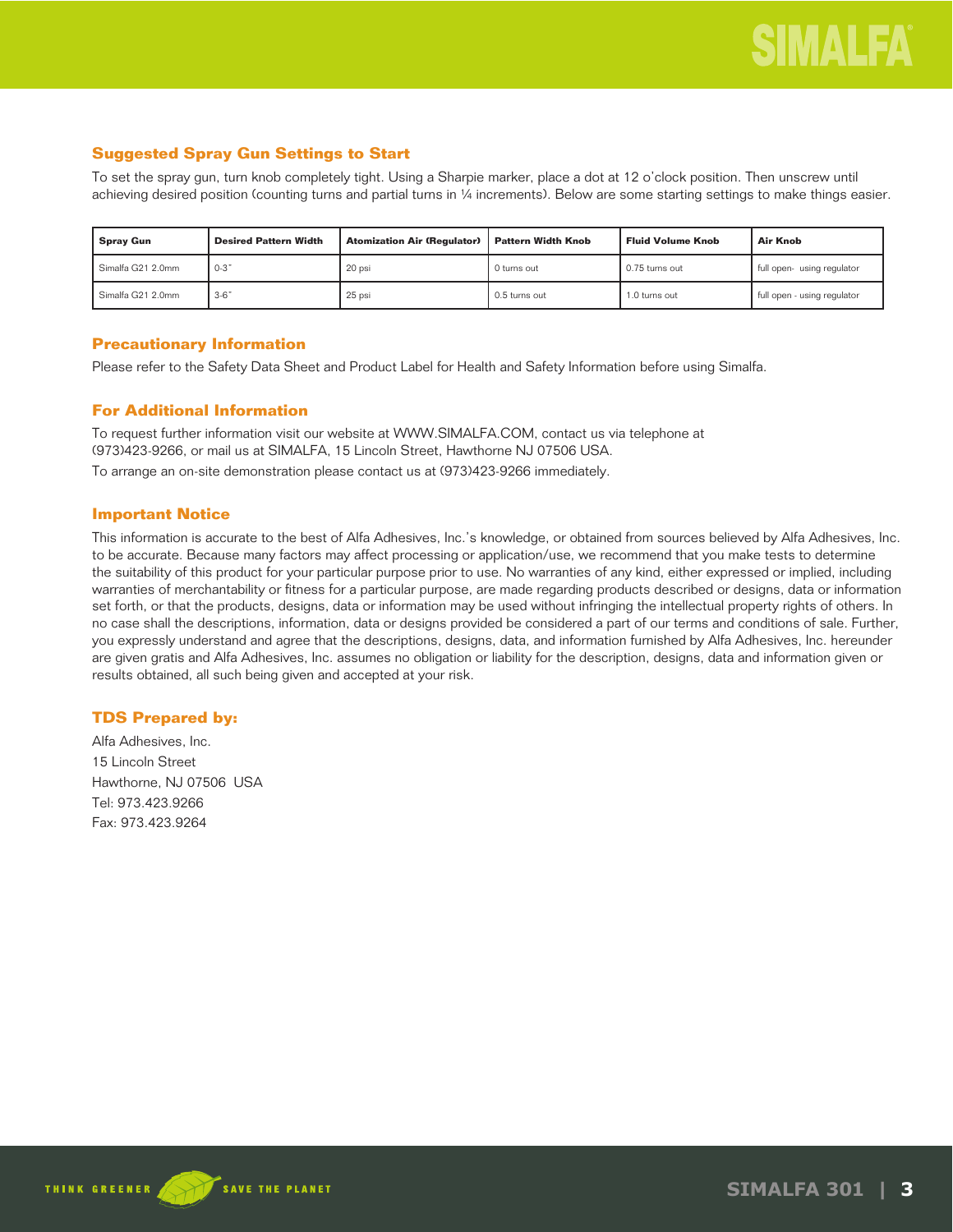## Suggested Spray Gun Settings to Start

To set the spray gun, turn knob completely tight. Using a Sharpie marker, place a dot at 12 o'clock position. Then unscrew until achieving desired position (counting turns and partial turns in ¼ increments). Below are some starting settings to make things easier.

| Spray Gun | Desired Pattern Width | Atomization Air (Regulator) | Pattern Width Knob | Fluid Volume Knob | Air Knob |
|---|---|---|---|---|---|
| Simalfa G21 2.0mm | 0-3" | 20 psi | 0 turns out | 0.75 turns out | full open- using regulator |
| Simalfa G21 2.0mm | 3-6" | 25 psi | 0.5 turns out | 1.0 turns out | full open - using regulator |

## Precautionary Information

Please refer to the Safety Data Sheet and Product Label for Health and Safety Information before using Simalfa.

## For Additional Information

To request further information visit our website at WWW.SIMALFA.COM, contact us via telephone at (973)423-9266, or mail us at SIMALFA, 15 Lincoln Street, Hawthorne NJ 07506 USA.

To arrange an on-site demonstration please contact us at (973)423-9266 immediately.

## Important Notice

This information is accurate to the best of Alfa Adhesives, Inc.'s knowledge, or obtained from sources believed by Alfa Adhesives, Inc. to be accurate. Because many factors may affect processing or application/use, we recommend that you make tests to determine the suitability of this product for your particular purpose prior to use. No warranties of any kind, either expressed or implied, including warranties of merchantability or fitness for a particular purpose, are made regarding products described or designs, data or information set forth, or that the products, designs, data or information may be used without infringing the intellectual property rights of others. In no case shall the descriptions, information, data or designs provided be considered a part of our terms and conditions of sale. Further, you expressly understand and agree that the descriptions, designs, data, and information furnished by Alfa Adhesives, Inc. hereunder are given gratis and Alfa Adhesives, Inc. assumes no obligation or liability for the description, designs, data and information given or results obtained, all such being given and accepted at your risk.

## TDS Prepared by:

Alfa Adhesives, Inc.
15 Lincoln Street
Hawthorne, NJ 07506 USA
Tel: 973.423.9266
Fax: 973.423.9264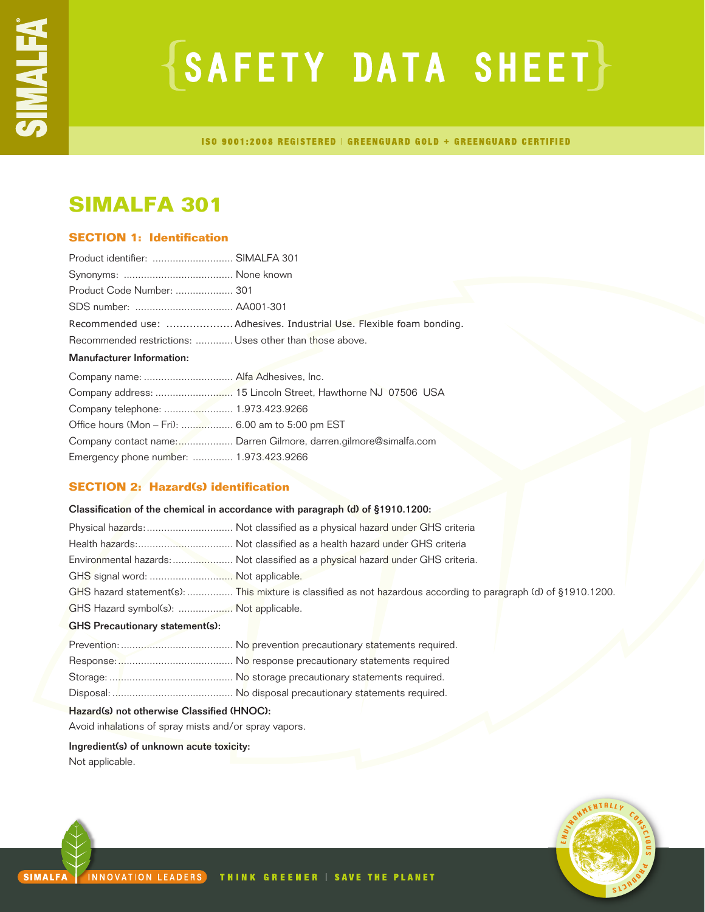# SAFETY DATA SHEET

ISO 9001:2008 REGISTERED | GREENGUARD GOLD + GREENGUARD CERTIFIED

## SIMALFA 301

### SECTION 1: Identification

Product identifier: ............................ SIMALFA 301
Synonyms: ...................................... None known
Product Code Number: .................... 301
SDS number: .................................. AA001-301
Recommended use: .................... Adhesives. Industrial Use. Flexible foam bonding.
Recommended restrictions: ............ Uses other than those above.

**Manufacturer Information:**

Company name: ............................... Alfa Adhesives, Inc.
Company address: ........................... 15 Lincoln Street, Hawthorne NJ 07506 USA
Company telephone: ........................ 1.973.423.9266
Office hours (Mon – Fri): .................. 6.00 am to 5:00 pm EST
Company contact name:.................... Darren Gilmore, darren.gilmore@simalfa.com
Emergency phone number: .............. 1.973.423.9266

### SECTION 2: Hazard(s) identification

**Classification of the chemical in accordance with paragraph (d) of §1910.1200:**

Physical hazards: .............................. Not classified as a physical hazard under GHS criteria
Health hazards: ................................. Not classified as a health hazard under GHS criteria
Environmental hazards: ..................... Not classified as a physical hazard under GHS criteria.
GHS signal word: ............................. Not applicable.
GHS hazard statement(s): ................ This mixture is classified as not hazardous according to paragraph (d) of §1910.1200.
GHS Hazard symbol(s): ................... Not applicable.

**GHS Precautionary statement(s):**

Prevention: ....................................... No prevention precautionary statements required.
Response: ........................................ No response precautionary statements required
Storage: ........................................... No storage precautionary statements required.
Disposal: .......................................... No disposal precautionary statements required.

**Hazard(s) not otherwise Classified (HNOC):**

Avoid inhalations of spray mists and/or spray vapors.

**Ingredient(s) of unknown acute toxicity:**

Not applicable.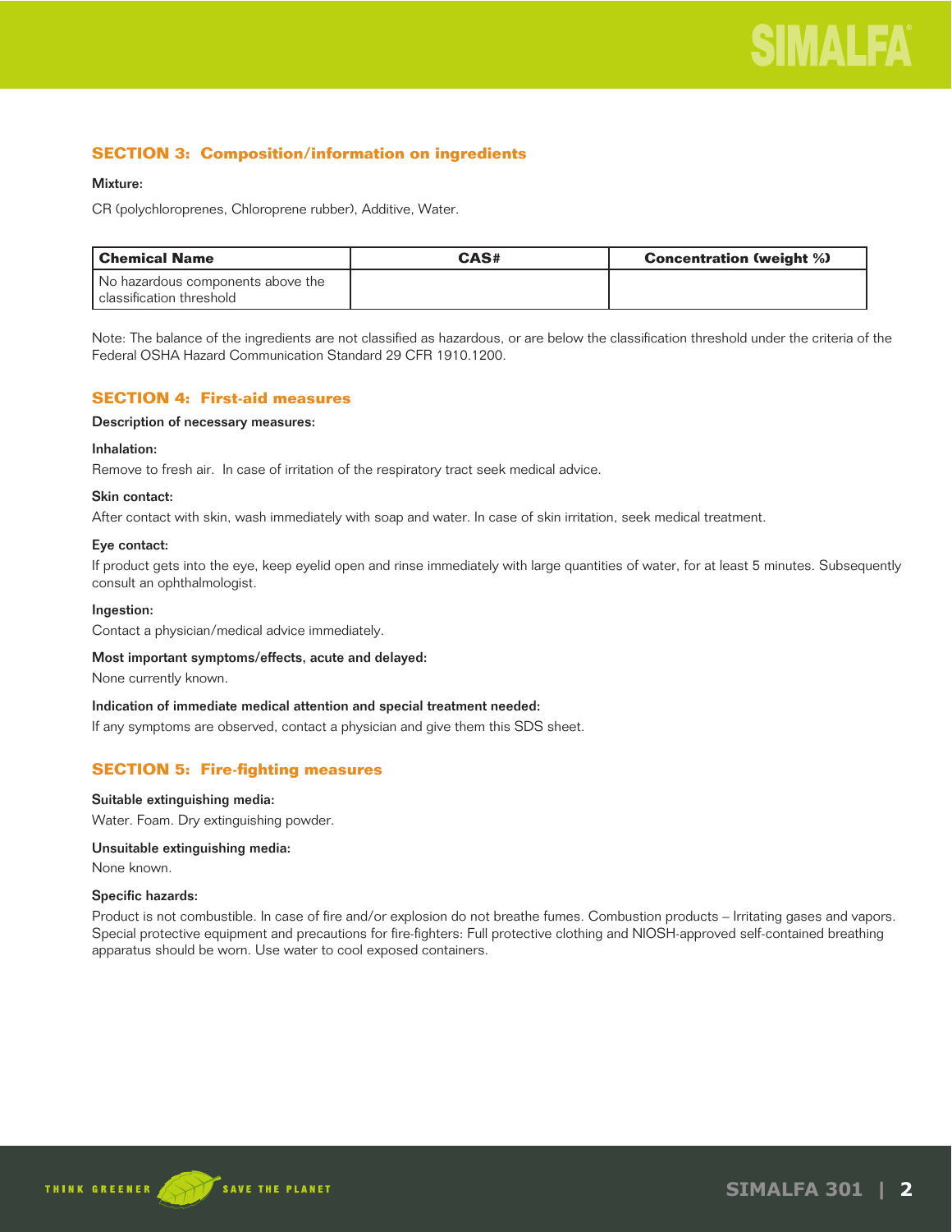## SECTION 3: Composition/information on ingredients

**Mixture:**

CR (polychloroprenes, Chloroprene rubber), Additive, Water.

| Chemical Name | CAS# | Concentration (weight %) |
|---|---|---|
| No hazardous components above the classification threshold | | |

Note: The balance of the ingredients are not classified as hazardous, or are below the classification threshold under the criteria of the Federal OSHA Hazard Communication Standard 29 CFR 1910.1200.

## SECTION 4: First-aid measures

**Description of necessary measures:**

**Inhalation:**

Remove to fresh air. In case of irritation of the respiratory tract seek medical advice.

**Skin contact:**

After contact with skin, wash immediately with soap and water. In case of skin irritation, seek medical treatment.

**Eye contact:**

If product gets into the eye, keep eyelid open and rinse immediately with large quantities of water, for at least 5 minutes. Subsequently consult an ophthalmologist.

**Ingestion:**

Contact a physician/medical advice immediately.

**Most important symptoms/effects, acute and delayed:**

None currently known.

**Indication of immediate medical attention and special treatment needed:**

If any symptoms are observed, contact a physician and give them this SDS sheet.

## SECTION 5: Fire-fighting measures

**Suitable extinguishing media:**

Water. Foam. Dry extinguishing powder.

**Unsuitable extinguishing media:**

None known.

**Specific hazards:**

Product is not combustible. In case of fire and/or explosion do not breathe fumes. Combustion products – Irritating gases and vapors. Special protective equipment and precautions for fire-fighters: Full protective clothing and NIOSH-approved self-contained breathing apparatus should be worn. Use water to cool exposed containers.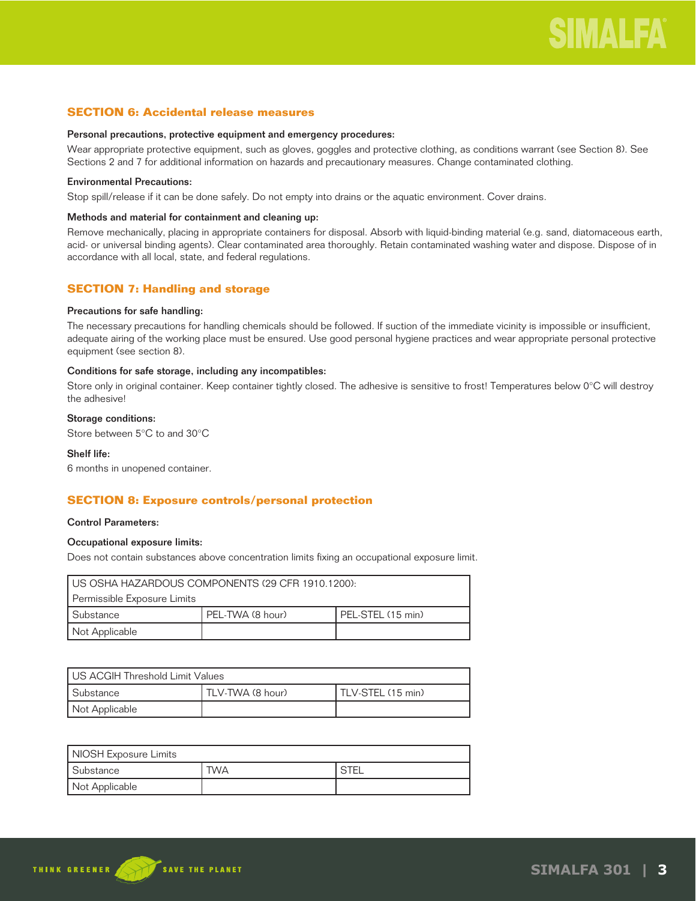## SECTION 6: Accidental release measures

**Personal precautions, protective equipment and emergency procedures:**

Wear appropriate protective equipment, such as gloves, goggles and protective clothing, as conditions warrant (see Section 8). See Sections 2 and 7 for additional information on hazards and precautionary measures. Change contaminated clothing.

**Environmental Precautions:**

Stop spill/release if it can be done safely. Do not empty into drains or the aquatic environment. Cover drains.

**Methods and material for containment and cleaning up:**

Remove mechanically, placing in appropriate containers for disposal. Absorb with liquid-binding material (e.g. sand, diatomaceous earth, acid- or universal binding agents). Clear contaminated area thoroughly. Retain contaminated washing water and dispose. Dispose of in accordance with all local, state, and federal regulations.

## SECTION 7: Handling and storage

**Precautions for safe handling:**

The necessary precautions for handling chemicals should be followed. If suction of the immediate vicinity is impossible or insufficient, adequate airing of the working place must be ensured. Use good personal hygiene practices and wear appropriate personal protective equipment (see section 8).

**Conditions for safe storage, including any incompatibles:**

Store only in original container. Keep container tightly closed. The adhesive is sensitive to frost! Temperatures below 0°C will destroy the adhesive!

**Storage conditions:**

Store between 5°C to and 30°C

**Shelf life:**

6 months in unopened container.

## SECTION 8: Exposure controls/personal protection

**Control Parameters:**

**Occupational exposure limits:**

Does not contain substances above concentration limits fixing an occupational exposure limit.

| US OSHA HAZARDOUS COMPONENTS (29 CFR 1910.1200): Permissible Exposure Limits | | |
|---|---|---|
| Substance | PEL-TWA (8 hour) | PEL-STEL (15 min) |
| Not Applicable | | |

| US ACGIH Threshold Limit Values | | |
|---|---|---|
| Substance | TLV-TWA (8 hour) | TLV-STEL (15 min) |
| Not Applicable | | |

| NIOSH Exposure Limits | | |
|---|---|---|
| Substance | TWA | STEL |
| Not Applicable | | |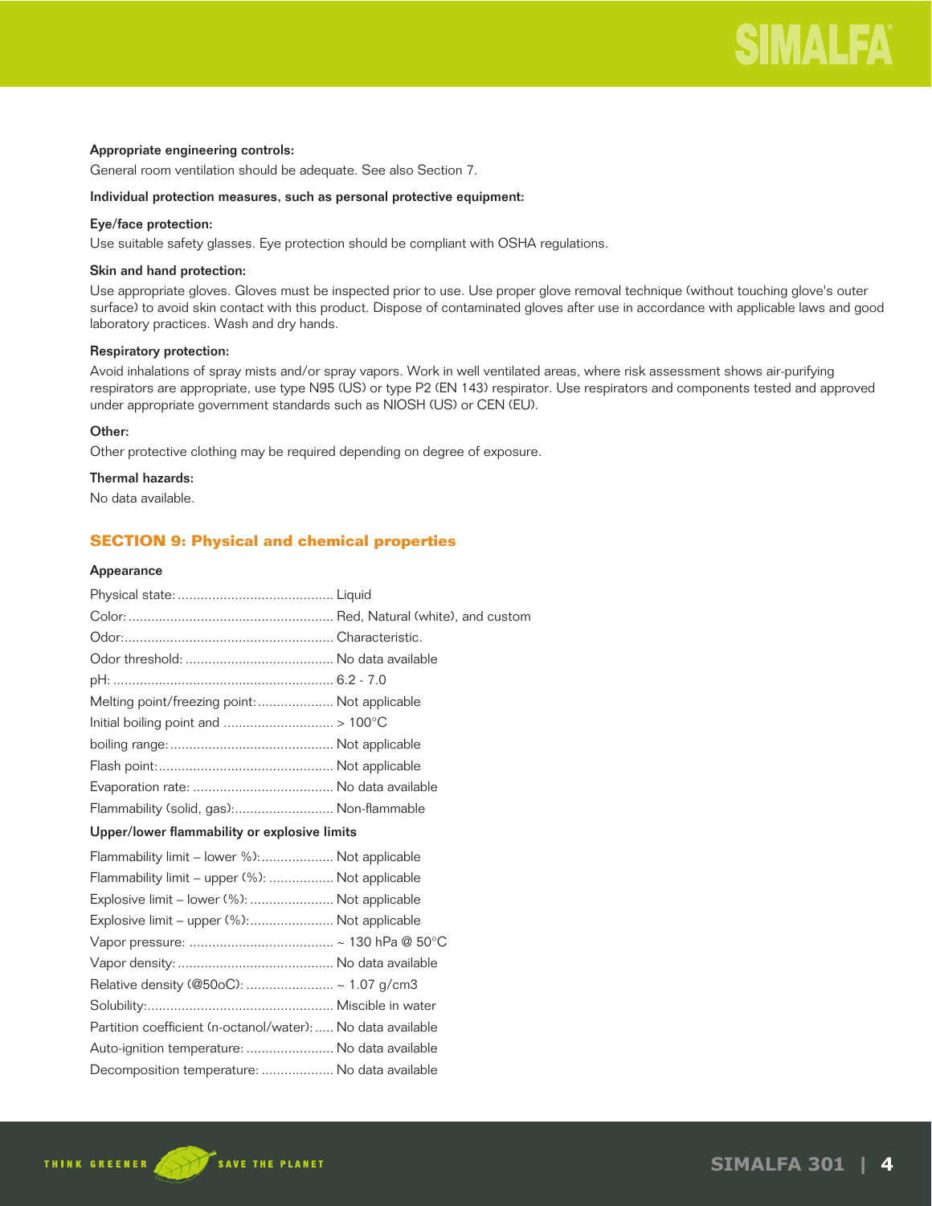**Appropriate engineering controls:**

General room ventilation should be adequate. See also Section 7.

**Individual protection measures, such as personal protective equipment:**

**Eye/face protection:**

Use suitable safety glasses. Eye protection should be compliant with OSHA regulations.

**Skin and hand protection:**

Use appropriate gloves. Gloves must be inspected prior to use. Use proper glove removal technique (without touching glove's outer surface) to avoid skin contact with this product. Dispose of contaminated gloves after use in accordance with applicable laws and good laboratory practices. Wash and dry hands.

**Respiratory protection:**

Avoid inhalations of spray mists and/or spray vapors. Work in well ventilated areas, where risk assessment shows air-purifying respirators are appropriate, use type N95 (US) or type P2 (EN 143) respirator. Use respirators and components tested and approved under appropriate government standards such as NIOSH (US) or CEN (EU).

**Other:**

Other protective clothing may be required depending on degree of exposure.

**Thermal hazards:**

No data available.

## SECTION 9: Physical and chemical properties

**Appearance**

Physical state: ........................................ Liquid
Color: ...................................................... Red, Natural (white), and custom
Odor:....................................................... Characteristic.
Odor threshold: ....................................... No data available
pH: .......................................................... 6.2 - 7.0
Melting point/freezing point:.................... Not applicable
Initial boiling point and ............................ > 100°C
boiling range:........................................... Not applicable
Flash point:.............................................. Not applicable
Evaporation rate: ..................................... No data available
Flammability (solid, gas):.......................... Non-flammable

**Upper/lower flammability or explosive limits**

Flammability limit – lower %):................... Not applicable
Flammability limit – upper (%): ................. Not applicable
Explosive limit – lower (%): ...................... Not applicable
Explosive limit – upper (%):...................... Not applicable
Vapor pressure: ...................................... ~ 130 hPa @ 50°C
Vapor density: ......................................... No data available
Relative density (@50oC): ....................... ~ 1.07 g/cm3
Solubility:................................................. Miscible in water
Partition coefficient (n-octanol/water): ..... No data available
Auto-ignition temperature: ....................... No data available
Decomposition temperature: ................... No data available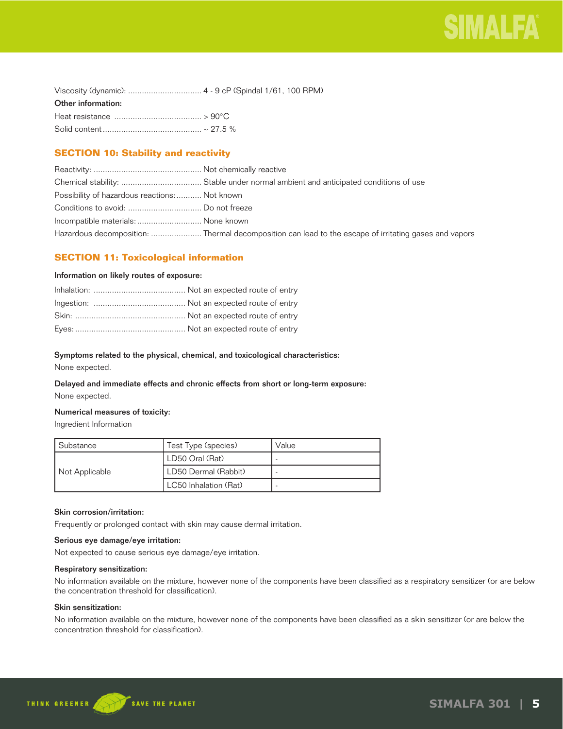Viscosity (dynamic): ................................ 4 - 9 cP (Spindal 1/61, 100 RPM)

**Other information:**

Heat resistance ...................................... > 90°C

Solid content ........................................... ~ 27.5 %

## SECTION 10: Stability and reactivity

Reactivity: ............................................... Not chemically reactive

Chemical stability: ................................... Stable under normal ambient and anticipated conditions of use

Possibility of hazardous reactions: ........... Not known

Conditions to avoid: ................................ Do not freeze

Incompatible materials: ............................ None known

Hazardous decomposition: ...................... Thermal decomposition can lead to the escape of irritating gases and vapors

## SECTION 11: Toxicological information

**Information on likely routes of exposure:**

Inhalation: ........................................ Not an expected route of entry

Ingestion: ........................................ Not an expected route of entry

Skin: ................................................ Not an expected route of entry

Eyes: ................................................ Not an expected route of entry

**Symptoms related to the physical, chemical, and toxicological characteristics:**

None expected.

**Delayed and immediate effects and chronic effects from short or long-term exposure:**

None expected.

**Numerical measures of toxicity:**

Ingredient Information

| Substance | Test Type (species) | Value |
|---|---|---|
| Not Applicable | LD50 Oral (Rat) | - |
| | LD50 Dermal (Rabbit) | - |
| | LC50 Inhalation (Rat) | - |

**Skin corrosion/irritation:**

Frequently or prolonged contact with skin may cause dermal irritation.

**Serious eye damage/eye irritation:**

Not expected to cause serious eye damage/eye irritation.

**Respiratory sensitization:**

No information available on the mixture, however none of the components have been classified as a respiratory sensitizer (or are below the concentration threshold for classification).

**Skin sensitization:**

No information available on the mixture, however none of the components have been classified as a skin sensitizer (or are below the concentration threshold for classification).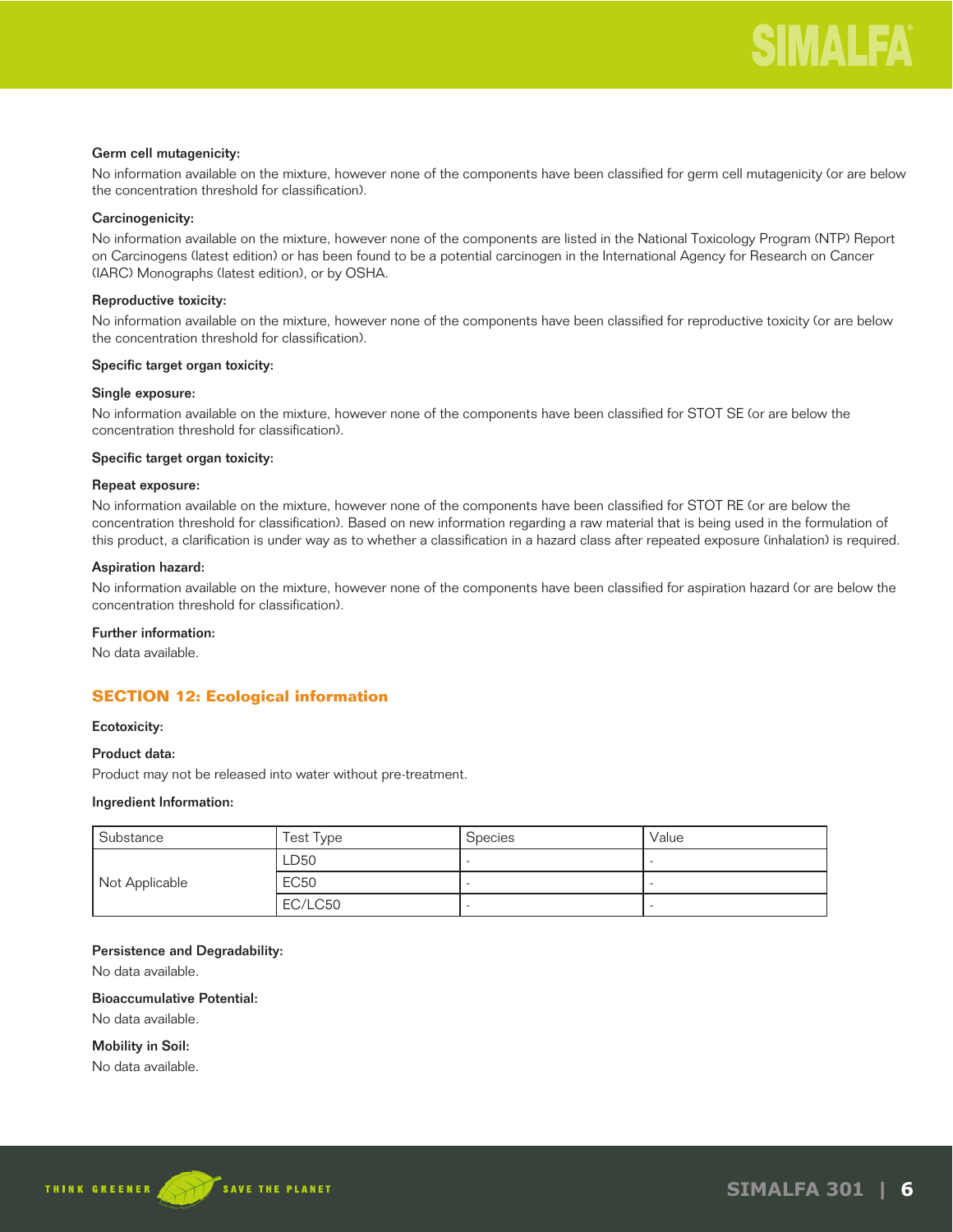**Germ cell mutagenicity:**

No information available on the mixture, however none of the components have been classified for germ cell mutagenicity (or are below the concentration threshold for classification).

**Carcinogenicity:**

No information available on the mixture, however none of the components are listed in the National Toxicology Program (NTP) Report on Carcinogens (latest edition) or has been found to be a potential carcinogen in the International Agency for Research on Cancer (IARC) Monographs (latest edition), or by OSHA.

**Reproductive toxicity:**

No information available on the mixture, however none of the components have been classified for reproductive toxicity (or are below the concentration threshold for classification).

**Specific target organ toxicity:**

**Single exposure:**

No information available on the mixture, however none of the components have been classified for STOT SE (or are below the concentration threshold for classification).

**Specific target organ toxicity:**

**Repeat exposure:**

No information available on the mixture, however none of the components have been classified for STOT RE (or are below the concentration threshold for classification). Based on new information regarding a raw material that is being used in the formulation of this product, a clarification is under way as to whether a classification in a hazard class after repeated exposure (inhalation) is required.

**Aspiration hazard:**

No information available on the mixture, however none of the components have been classified for aspiration hazard (or are below the concentration threshold for classification).

**Further information:**

No data available.

## SECTION 12: Ecological information

**Ecotoxicity:**

**Product data:**

Product may not be released into water without pre-treatment.

**Ingredient Information:**

| Substance | Test Type | Species | Value |
|---|---|---|---|
| Not Applicable | LD50 | - | - |
| | EC50 | - | - |
| | EC/LC50 | - | - |

**Persistence and Degradability:**

No data available.

**Bioaccumulative Potential:**

No data available.

**Mobility in Soil:**

No data available.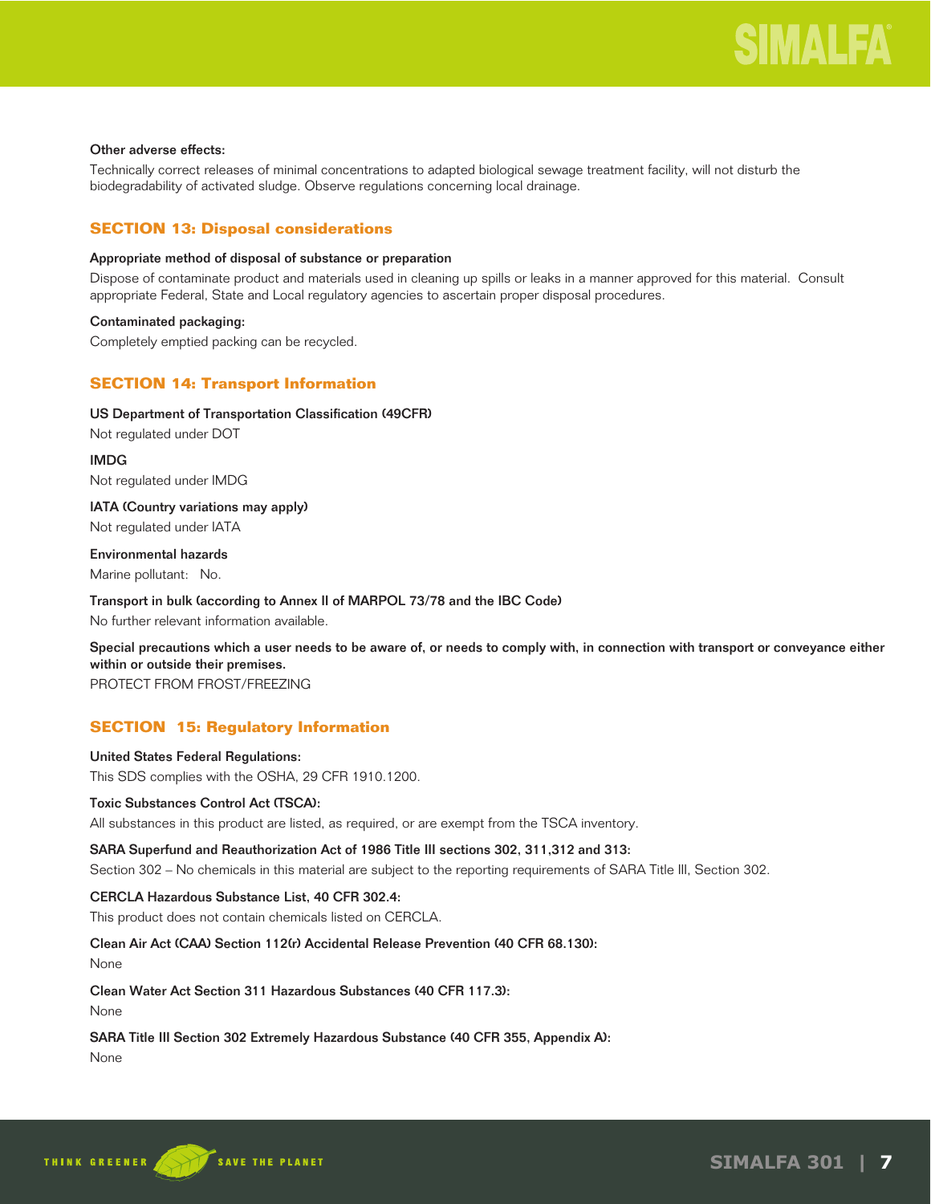**Other adverse effects:**

Technically correct releases of minimal concentrations to adapted biological sewage treatment facility, will not disturb the biodegradability of activated sludge. Observe regulations concerning local drainage.

## SECTION 13: Disposal considerations

**Appropriate method of disposal of substance or preparation**

Dispose of contaminate product and materials used in cleaning up spills or leaks in a manner approved for this material. Consult appropriate Federal, State and Local regulatory agencies to ascertain proper disposal procedures.

**Contaminated packaging:**

Completely emptied packing can be recycled.

## SECTION 14: Transport Information

**US Department of Transportation Classification (49CFR)**

Not regulated under DOT

**IMDG**

Not regulated under IMDG

**IATA (Country variations may apply)**

Not regulated under IATA

**Environmental hazards**

Marine pollutant: No.

**Transport in bulk (according to Annex II of MARPOL 73/78 and the IBC Code)**

No further relevant information available.

**Special precautions which a user needs to be aware of, or needs to comply with, in connection with transport or conveyance either within or outside their premises.**

PROTECT FROM FROST/FREEZING

## SECTION 15: Regulatory Information

**United States Federal Regulations:**

This SDS complies with the OSHA, 29 CFR 1910.1200.

**Toxic Substances Control Act (TSCA):**

All substances in this product are listed, as required, or are exempt from the TSCA inventory.

**SARA Superfund and Reauthorization Act of 1986 Title III sections 302, 311,312 and 313:**

Section 302 – No chemicals in this material are subject to the reporting requirements of SARA Title III, Section 302.

**CERCLA Hazardous Substance List, 40 CFR 302.4:**

This product does not contain chemicals listed on CERCLA.

**Clean Air Act (CAA) Section 112(r) Accidental Release Prevention (40 CFR 68.130):**

None

**Clean Water Act Section 311 Hazardous Substances (40 CFR 117.3):**

None

**SARA Title III Section 302 Extremely Hazardous Substance (40 CFR 355, Appendix A):**

None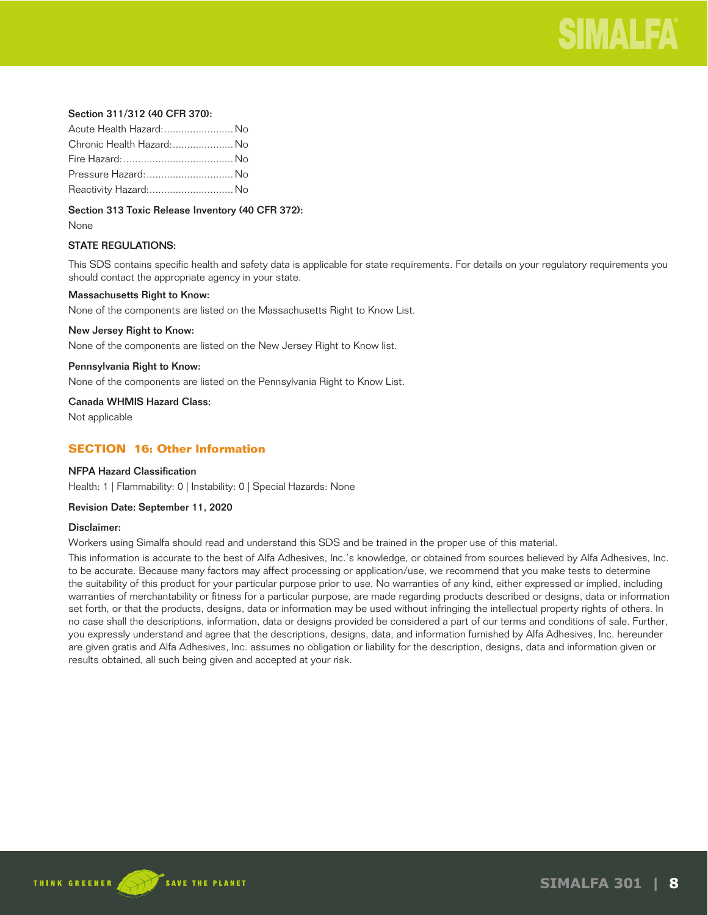**Section 311/312 (40 CFR 370):**

Acute Health Hazard:........................ No
Chronic Health Hazard:..................... No
Fire Hazard:...................................... No
Pressure Hazard:.............................. No
Reactivity Hazard:............................. No

**Section 313 Toxic Release Inventory (40 CFR 372):**

None

**STATE REGULATIONS:**

This SDS contains specific health and safety data is applicable for state requirements. For details on your regulatory requirements you should contact the appropriate agency in your state.

**Massachusetts Right to Know:**

None of the components are listed on the Massachusetts Right to Know List.

**New Jersey Right to Know:**

None of the components are listed on the New Jersey Right to Know list.

**Pennsylvania Right to Know:**

None of the components are listed on the Pennsylvania Right to Know List.

**Canada WHMIS Hazard Class:**

Not applicable

## SECTION 16: Other Information

**NFPA Hazard Classification**

Health: 1 | Flammability: 0 | Instability: 0 | Special Hazards: None

**Revision Date: September 11, 2020**

**Disclaimer:**

Workers using Simalfa should read and understand this SDS and be trained in the proper use of this material.

This information is accurate to the best of Alfa Adhesives, Inc.'s knowledge, or obtained from sources believed by Alfa Adhesives, Inc. to be accurate. Because many factors may affect processing or application/use, we recommend that you make tests to determine the suitability of this product for your particular purpose prior to use. No warranties of any kind, either expressed or implied, including warranties of merchantability or fitness for a particular purpose, are made regarding products described or designs, data or information set forth, or that the products, designs, data or information may be used without infringing the intellectual property rights of others. In no case shall the descriptions, information, data or designs provided be considered a part of our terms and conditions of sale. Further, you expressly understand and agree that the descriptions, designs, data, and information furnished by Alfa Adhesives, Inc. hereunder are given gratis and Alfa Adhesives, Inc. assumes no obligation or liability for the description, designs, data and information given or results obtained, all such being given and accepted at your risk.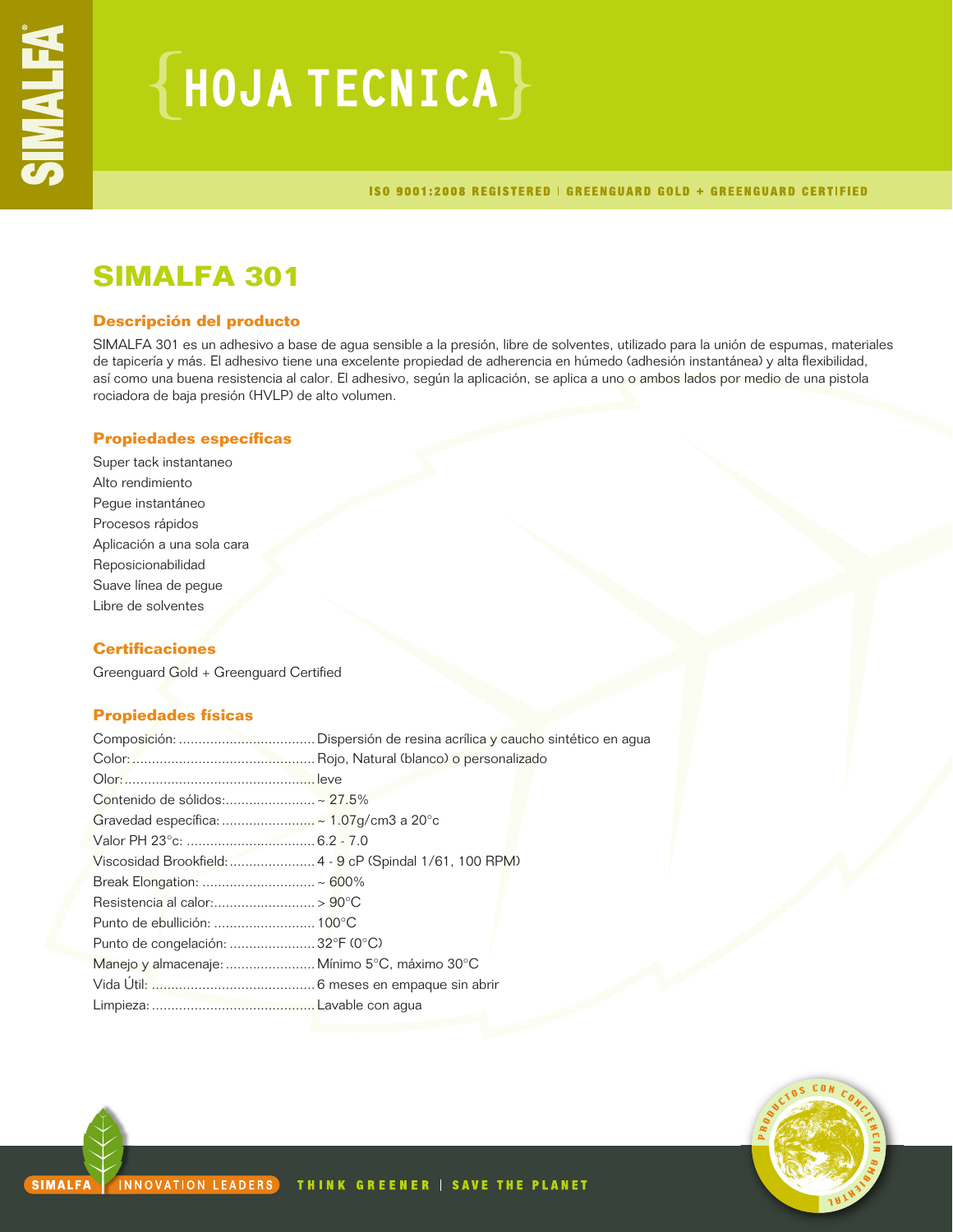# {HOJA TECNICA}

ISO 9001:2008 REGISTERED | GREENGUARD GOLD + GREENGUARD CERTIFIED

## SIMALFA 301

### Descripción del producto

SIMALFA 301 es un adhesivo a base de agua sensible a la presión, libre de solventes, utilizado para la unión de espumas, materiales de tapicería y más. El adhesivo tiene una excelente propiedad de adherencia en húmedo (adhesión instantánea) y alta flexibilidad, así como una buena resistencia al calor. El adhesivo, según la aplicación, se aplica a uno o ambos lados por medio de una pistola rociadora de baja presión (HVLP) de alto volumen.

### Propiedades específicas

Super tack instantaneo
Alto rendimiento
Pegue instantáneo
Procesos rápidos
Aplicación a una sola cara
Reposicionabilidad
Suave línea de pegue
Libre de solventes

### Certificaciones

Greenguard Gold + Greenguard Certified

### Propiedades físicas

Composición: .................................... Dispersión de resina acrílica y caucho sintético en agua
Color: ............................................... Rojo, Natural (blanco) o personalizado
Olor: ................................................. leve
Contenido de sólidos: ........................ ~ 27.5%
Gravedad específica: ......................... ~ 1.07g/cm3 a 20°c
Valor PH 23°c: ................................. 6.2 - 7.0
Viscosidad Brookfield: ....................... 4 - 9 cP (Spindal 1/61, 100 RPM)
Break Elongation: ............................. ~ 600%
Resistencia al calor: .......................... > 90°C
Punto de ebullición: .......................... 100°C
Punto de congelación: ....................... 32°F (0°C)
Manejo y almacenaje: ....................... Mínimo 5°C, máximo 30°C
Vida Útil: .......................................... 6 meses en empaque sin abrir
Limpieza: .......................................... Lavable con agua

SIMALFA | INNOVATION LEADERS   THINK GREENER | SAVE THE PLANET

PRODUCTOS CON CONCIENCIA AMBIENTAL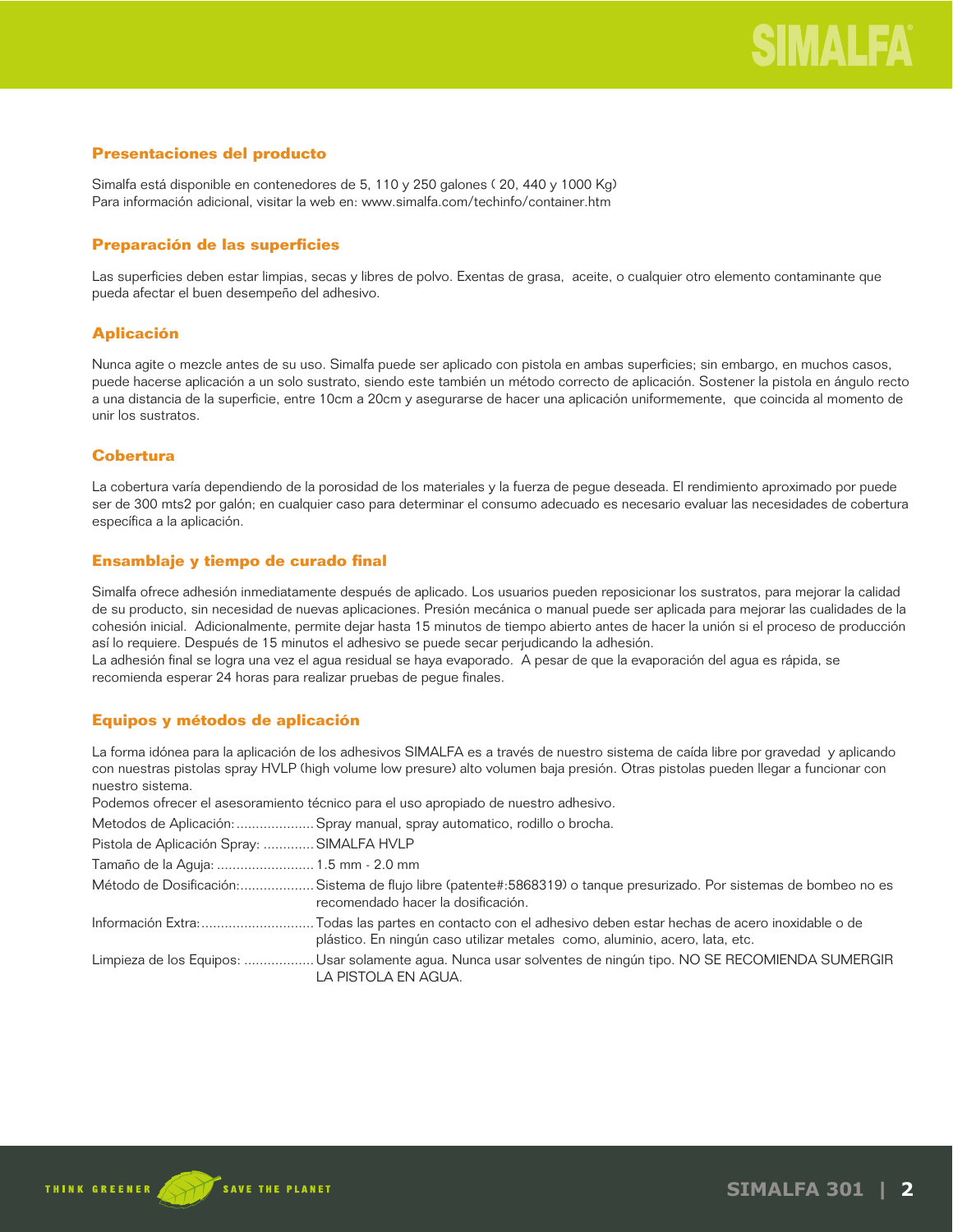## Presentaciones del producto

Simalfa está disponible en contenedores de 5, 110 y 250 galones ( 20, 440 y 1000 Kg)
Para información adicional, visitar la web en: www.simalfa.com/techinfo/container.htm

## Preparación de las superficies

Las superficies deben estar limpias, secas y libres de polvo. Exentas de grasa, aceite, o cualquier otro elemento contaminante que pueda afectar el buen desempeño del adhesivo.

## Aplicación

Nunca agite o mezcle antes de su uso. Simalfa puede ser aplicado con pistola en ambas superficies; sin embargo, en muchos casos, puede hacerse aplicación a un solo sustrato, siendo este también un método correcto de aplicación. Sostener la pistola en ángulo recto a una distancia de la superficie, entre 10cm a 20cm y asegurarse de hacer una aplicación uniformemente, que coincida al momento de unir los sustratos.

## Cobertura

La cobertura varía dependiendo de la porosidad de los materiales y la fuerza de pegue deseada. El rendimiento aproximado por puede ser de 300 mts2 por galón; en cualquier caso para determinar el consumo adecuado es necesario evaluar las necesidades de cobertura específica a la aplicación.

## Ensamblaje y tiempo de curado final

Simalfa ofrece adhesión inmediatamente después de aplicado. Los usuarios pueden reposicionar los sustratos, para mejorar la calidad de su producto, sin necesidad de nuevas aplicaciones. Presión mecánica o manual puede ser aplicada para mejorar las cualidades de la cohesión inicial. Adicionalmente, permite dejar hasta 15 minutos de tiempo abierto antes de hacer la unión si el proceso de producción así lo requiere. Después de 15 minutos el adhesivo se puede secar perjudicando la adhesión.
La adhesión final se logra una vez el agua residual se haya evaporado. A pesar de que la evaporación del agua es rápida, se recomienda esperar 24 horas para realizar pruebas de pegue finales.

## Equipos y métodos de aplicación

La forma idónea para la aplicación de los adhesivos SIMALFA es a través de nuestro sistema de caída libre por gravedad y aplicando con nuestras pistolas spray HVLP (high volume low presure) alto volumen baja presión. Otras pistolas pueden llegar a funcionar con nuestro sistema.
Podemos ofrecer el asesoramiento técnico para el uso apropiado de nuestro adhesivo.

Metodos de Aplicación:.................... Spray manual, spray automatico, rodillo o brocha.

Pistola de Aplicación Spray: ............. SIMALFA HVLP

Tamaño de la Aguja: ......................... 1.5 mm - 2.0 mm

Método de Dosificación:................... Sistema de flujo libre (patente#:5868319) o tanque presurizado. Por sistemas de bombeo no es recomendado hacer la dosificación.

Información Extra:............................ Todas las partes en contacto con el adhesivo deben estar hechas de acero inoxidable o de plástico. En ningún caso utilizar metales como, aluminio, acero, lata, etc.

Limpieza de los Equipos: .................. Usar solamente agua. Nunca usar solventes de ningún tipo. NO SE RECOMIENDA SUMERGIR LA PISTOLA EN AGUA.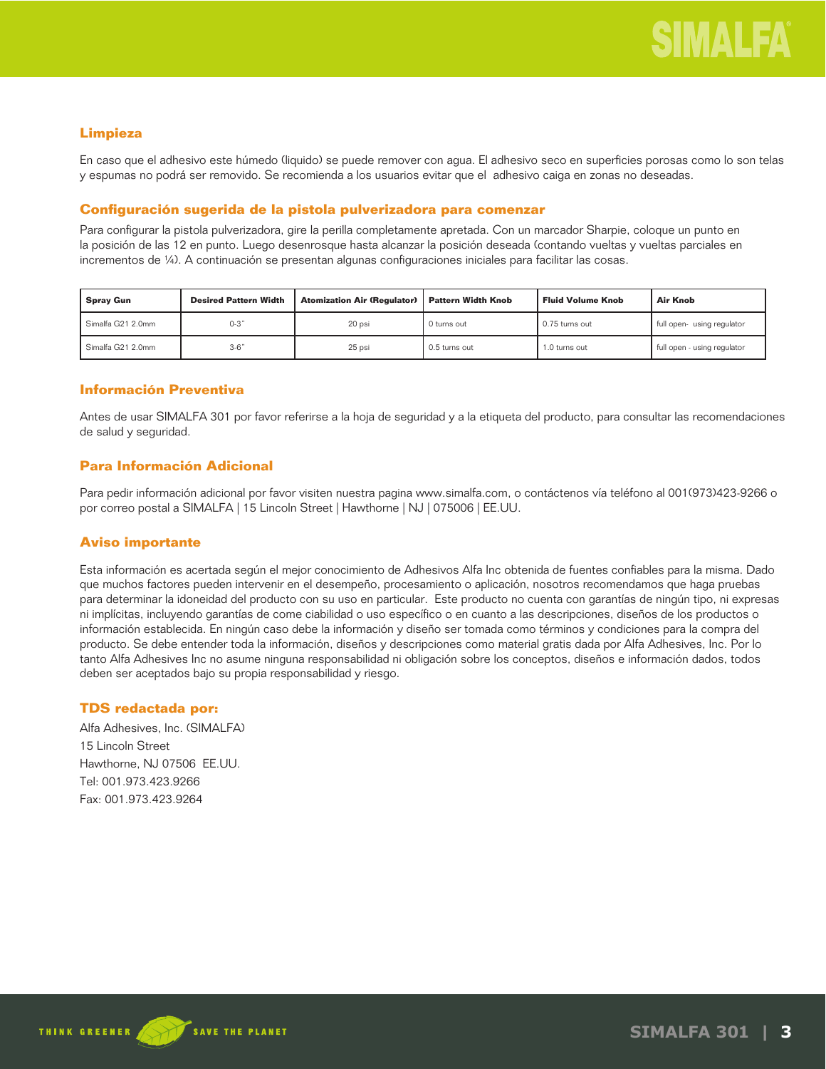## Limpieza

En caso que el adhesivo este húmedo (liquido) se puede remover con agua. El adhesivo seco en superficies porosas como lo son telas y espumas no podrá ser removido. Se recomienda a los usuarios evitar que el adhesivo caiga en zonas no deseadas.

## Configuración sugerida de la pistola pulverizadora para comenzar

Para configurar la pistola pulverizadora, gire la perilla completamente apretada. Con un marcador Sharpie, coloque un punto en la posición de las 12 en punto. Luego desenrosque hasta alcanzar la posición deseada (contando vueltas y vueltas parciales en incrementos de ¼). A continuación se presentan algunas configuraciones iniciales para facilitar las cosas.

| Spray Gun | Desired Pattern Width | Atomization Air (Regulator) | Pattern Width Knob | Fluid Volume Knob | Air Knob |
|---|---|---|---|---|---|
| Simalfa G21 2.0mm | 0-3" | 20 psi | 0 turns out | 0.75 turns out | full open- using regulator |
| Simalfa G21 2.0mm | 3-6" | 25 psi | 0.5 turns out | 1.0 turns out | full open - using regulator |

## Información Preventiva

Antes de usar SIMALFA 301 por favor referirse a la hoja de seguridad y a la etiqueta del producto, para consultar las recomendaciones de salud y seguridad.

## Para Información Adicional

Para pedir información adicional por favor visiten nuestra pagina www.simalfa.com, o contáctenos vía teléfono al 001(973)423-9266 o por correo postal a SIMALFA | 15 Lincoln Street | Hawthorne | NJ | 075006 | EE.UU.

## Aviso importante

Esta información es acertada según el mejor conocimiento de Adhesivos Alfa Inc obtenida de fuentes confiables para la misma. Dado que muchos factores pueden intervenir en el desempeño, procesamiento o aplicación, nosotros recomendamos que haga pruebas para determinar la idoneidad del producto con su uso en particular. Este producto no cuenta con garantías de ningún tipo, ni expresas ni implícitas, incluyendo garantías de come ciabilidad o uso específico o en cuanto a las descripciones, diseños de los productos o información establecida. En ningún caso debe la información y diseño ser tomada como términos y condiciones para la compra del producto. Se debe entender toda la información, diseños y descripciones como material gratis dada por Alfa Adhesives, Inc. Por lo tanto Alfa Adhesives Inc no asume ninguna responsabilidad ni obligación sobre los conceptos, diseños e información dados, todos deben ser aceptados bajo su propia responsabilidad y riesgo.

## TDS redactada por:

Alfa Adhesives, Inc. (SIMALFA)
15 Lincoln Street
Hawthorne, NJ 07506 EE.UU.
Tel: 001.973.423.9266
Fax: 001.973.423.9264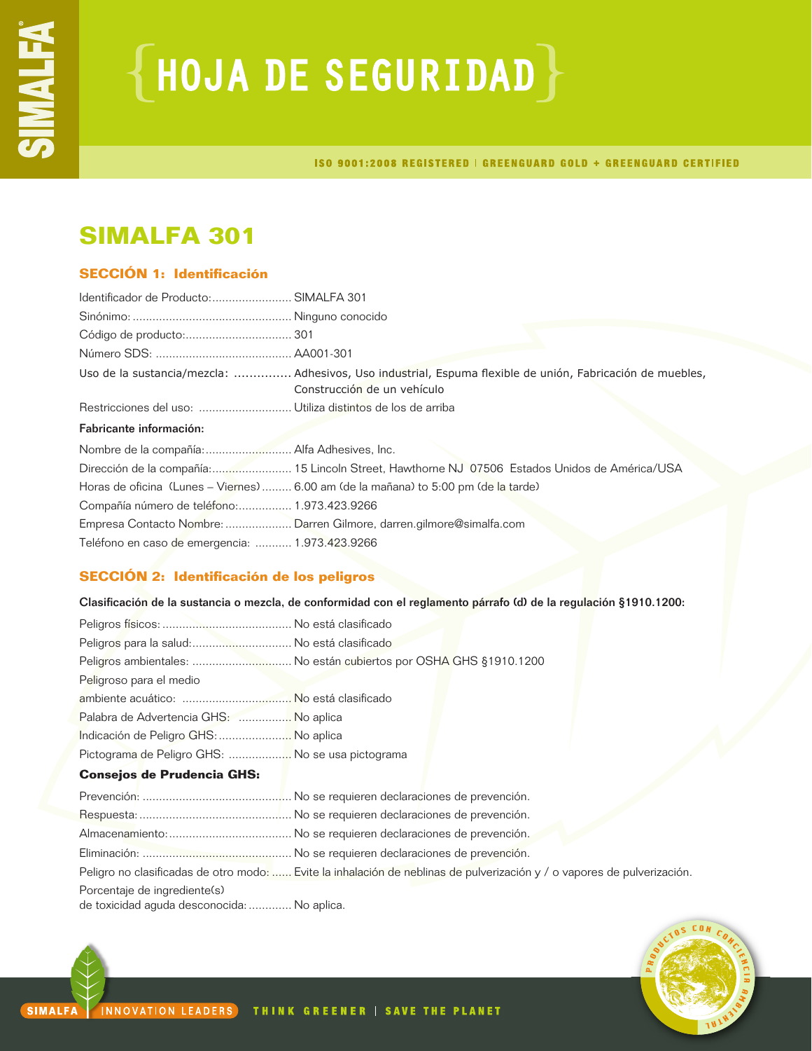# HOJA DE SEGURIDAD

ISO 9001:2008 REGISTERED | GREENGUARD GOLD + GREENGUARD CERTIFIED

# SIMALFA 301

## SECCIÓN 1: Identificación

Identificador de Producto:........................ SIMALFA 301
Sinónimo: ................................................ Ninguno conocido
Código de producto:................................ 301
Número SDS: ......................................... AA001-301
Uso de la sustancia/mezcla: .............. Adhesivos, Uso industrial, Espuma flexible de unión, Fabricación de muebles, Construcción de un vehículo
Restricciones del uso: ............................ Utiliza distintos de los de arriba

**Fabricante información:**

Nombre de la compañía:.......................... Alfa Adhesives, Inc.
Dirección de la compañía:........................ 15 Lincoln Street, Hawthorne NJ 07506 Estados Unidos de América/USA
Horas de oficina (Lunes – Viernes)......... 6.00 am (de la mañana) to 5:00 pm (de la tarde)
Compañía número de teléfono:................ 1.973.423.9266
Empresa Contacto Nombre: .................... Darren Gilmore, darren.gilmore@simalfa.com
Teléfono en caso de emergencia: ........... 1.973.423.9266

## SECCIÓN 2: Identificación de los peligros

**Clasificación de la sustancia o mezcla, de conformidad con el reglamento párrafo (d) de la regulación §1910.1200:**

Peligros físicos: ....................................... No está clasificado
Peligros para la salud:.............................. No está clasificado
Peligros ambientales: .............................. No están cubiertos por OSHA GHS §1910.1200
Peligroso para el medio ambiente acuático: ................................. No está clasificado
Palabra de Advertencia GHS: ................ No aplica
Indicación de Peligro GHS:...................... No aplica
Pictograma de Peligro GHS: ................... No se usa pictograma

**Consejos de Prudencia GHS:**

Prevención: ............................................. No se requieren declaraciones de prevención.
Respuesta:.............................................. No se requieren declaraciones de prevención.
Almacenamiento:..................................... No se requieren declaraciones de prevención.
Eliminación: ............................................ No se requieren declaraciones de prevención.
Peligro no clasificadas de otro modo: ...... Evite la inhalación de neblinas de pulverización y / o vapores de pulverización.
Porcentaje de ingrediente(s) de toxicidad aguda desconocida: ............. No aplica.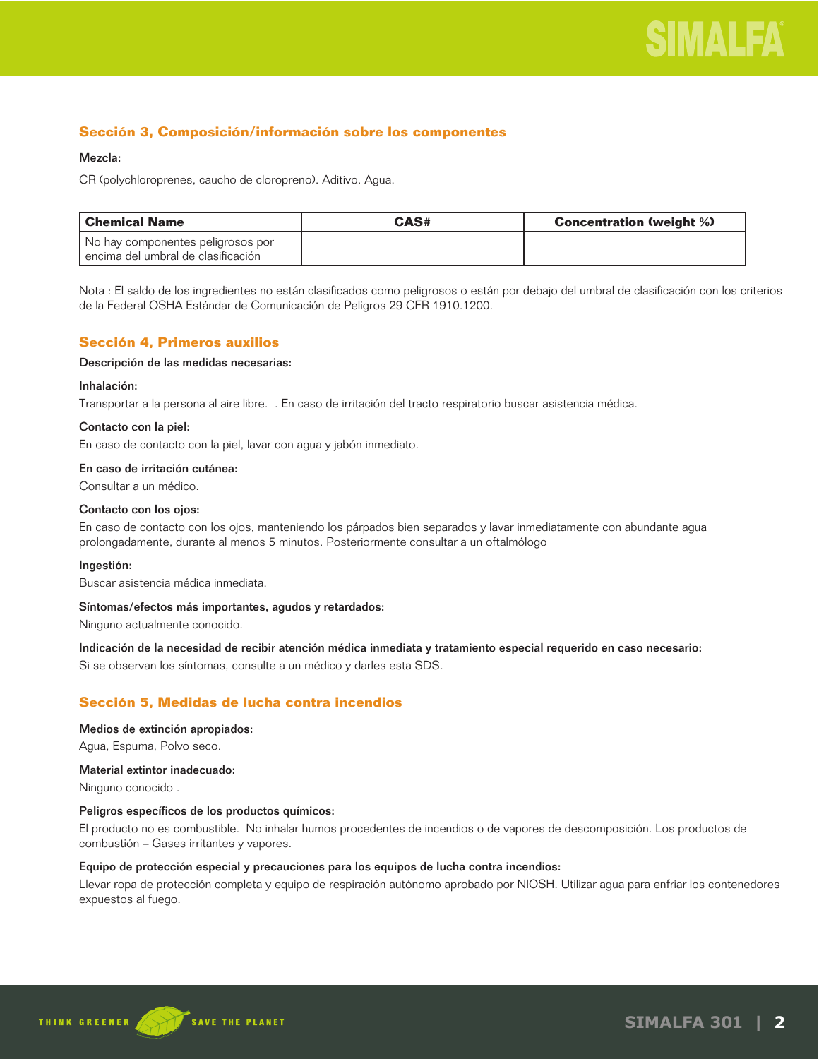## Sección 3, Composición/información sobre los componentes

**Mezcla:**

CR (polychloroprenes, caucho de cloropreno). Aditivo. Agua.

| Chemical Name | CAS# | Concentration (weight %) |
| --- | --- | --- |
| No hay componentes peligrosos por encima del umbral de clasificación | | |

Nota : El saldo de los ingredientes no están clasificados como peligrosos o están por debajo del umbral de clasificación con los criterios de la Federal OSHA Estándar de Comunicación de Peligros 29 CFR 1910.1200.

## Sección 4, Primeros auxilios

**Descripción de las medidas necesarias:**

**Inhalación:**

Transportar a la persona al aire libre.  . En caso de irritación del tracto respiratorio buscar asistencia médica.

**Contacto con la piel:**

En caso de contacto con la piel, lavar con agua y jabón inmediato.

**En caso de irritación cutánea:**

Consultar a un médico.

**Contacto con los ojos:**

En caso de contacto con los ojos, manteniendo los párpados bien separados y lavar inmediatamente con abundante agua prolongadamente, durante al menos 5 minutos. Posteriormente consultar a un oftalmólogo

**Ingestión:**

Buscar asistencia médica inmediata.

**Síntomas/efectos más importantes, agudos y retardados:**

Ninguno actualmente conocido.

**Indicación de la necesidad de recibir atención médica inmediata y tratamiento especial requerido en caso necesario:**

Si se observan los síntomas, consulte a un médico y darles esta SDS.

## Sección 5, Medidas de lucha contra incendios

**Medios de extinción apropiados:**

Agua, Espuma, Polvo seco.

**Material extintor inadecuado:**

Ninguno conocido .

**Peligros específicos de los productos químicos:**

El producto no es combustible.  No inhalar humos procedentes de incendios o de vapores de descomposición. Los productos de combustión – Gases irritantes y vapores.

**Equipo de protección especial y precauciones para los equipos de lucha contra incendios:**

Llevar ropa de protección completa y equipo de respiración autónomo aprobado por NIOSH. Utilizar agua para enfriar los contenedores expuestos al fuego.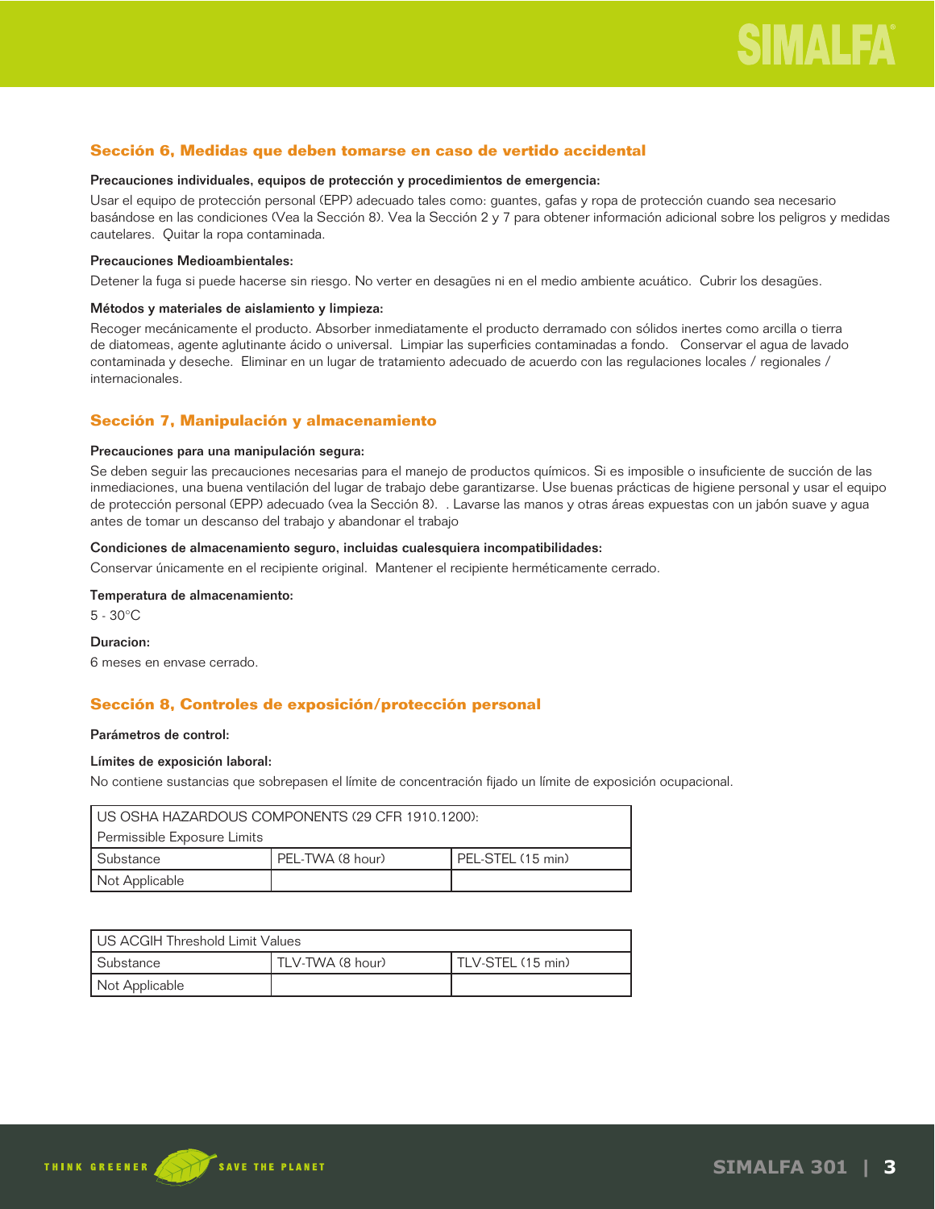## Sección 6, Medidas que deben tomarse en caso de vertido accidental

**Precauciones individuales, equipos de protección y procedimientos de emergencia:**

Usar el equipo de protección personal (EPP) adecuado tales como: guantes, gafas y ropa de protección cuando sea necesario basándose en las condiciones (Vea la Sección 8). Vea la Sección 2 y 7 para obtener información adicional sobre los peligros y medidas cautelares. Quitar la ropa contaminada.

**Precauciones Medioambientales:**

Detener la fuga si puede hacerse sin riesgo. No verter en desagües ni en el medio ambiente acuático. Cubrir los desagües.

**Métodos y materiales de aislamiento y limpieza:**

Recoger mecánicamente el producto. Absorber inmediatamente el producto derramado con sólidos inertes como arcilla o tierra de diatomeas, agente aglutinante ácido o universal. Limpiar las superficies contaminadas a fondo. Conservar el agua de lavado contaminada y deseche. Eliminar en un lugar de tratamiento adecuado de acuerdo con las regulaciones locales / regionales / internacionales.

## Sección 7, Manipulación y almacenamiento

**Precauciones para una manipulación segura:**

Se deben seguir las precauciones necesarias para el manejo de productos químicos. Si es imposible o insuficiente de succión de las inmediaciones, una buena ventilación del lugar de trabajo debe garantizarse. Use buenas prácticas de higiene personal y usar el equipo de protección personal (EPP) adecuado (vea la Sección 8). . Lavarse las manos y otras áreas expuestas con un jabón suave y agua antes de tomar un descanso del trabajo y abandonar el trabajo

**Condiciones de almacenamiento seguro, incluidas cualesquiera incompatibilidades:**

Conservar únicamente en el recipiente original. Mantener el recipiente herméticamente cerrado.

**Temperatura de almacenamiento:**

5 - 30°C

**Duracion:**

6 meses en envase cerrado.

## Sección 8, Controles de exposición/protección personal

**Parámetros de control:**

**Límites de exposición laboral:**

No contiene sustancias que sobrepasen el límite de concentración fijado un límite de exposición ocupacional.

| US OSHA HAZARDOUS COMPONENTS (29 CFR 1910.1200): Permissible Exposure Limits | | |
|---|---|---|
| Substance | PEL-TWA (8 hour) | PEL-STEL (15 min) |
| Not Applicable | | |

| US ACGIH Threshold Limit Values | | |
|---|---|---|
| Substance | TLV-TWA (8 hour) | TLV-STEL (15 min) |
| Not Applicable | | |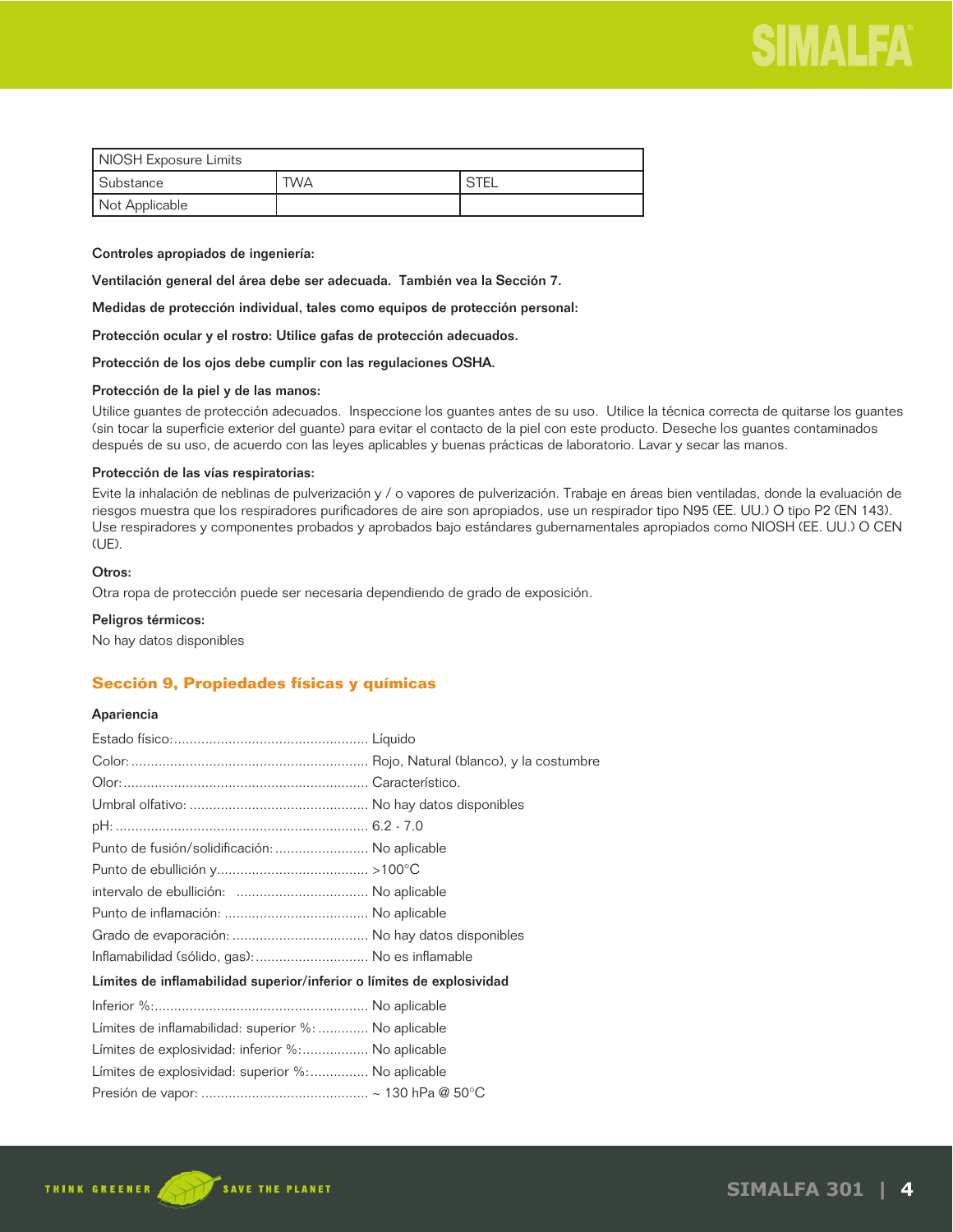| NIOSH Exposure Limits | | |
|---|---|---|
| Substance | TWA | STEL |
| Not Applicable | | |

**Controles apropiados de ingeniería:**

**Ventilación general del área debe ser adecuada. También vea la Sección 7.**

**Medidas de protección individual, tales como equipos de protección personal:**

**Protección ocular y el rostro: Utilice gafas de protección adecuados.**

**Protección de los ojos debe cumplir con las regulaciones OSHA.**

**Protección de la piel y de las manos:**

Utilice guantes de protección adecuados. Inspeccione los guantes antes de su uso. Utilice la técnica correcta de quitarse los guantes (sin tocar la superficie exterior del guante) para evitar el contacto de la piel con este producto. Deseche los guantes contaminados después de su uso, de acuerdo con las leyes aplicables y buenas prácticas de laboratorio. Lavar y secar las manos.

**Protección de las vías respiratorias:**

Evite la inhalación de neblinas de pulverización y / o vapores de pulverización. Trabaje en áreas bien ventiladas, donde la evaluación de riesgos muestra que los respiradores purificadores de aire son apropiados, use un respirador tipo N95 (EE. UU.) O tipo P2 (EN 143). Use respiradores y componentes probados y aprobados bajo estándares gubernamentales apropiados como NIOSH (EE. UU.) O CEN (UE).

**Otros:**

Otra ropa de protección puede ser necesaria dependiendo de grado de exposición.

**Peligros térmicos:**

No hay datos disponibles

## Sección 9, Propiedades físicas y químicas

**Apariencia**

Estado físico:.................................................. Líquido
Color:............................................................. Rojo, Natural (blanco), y la costumbre
Olor:............................................................... Característico.
Umbral olfativo: .............................................. No hay datos disponibles
pH: ................................................................. 6.2 - 7.0
Punto de fusión/solidificación: ........................ No aplicable
Punto de ebullición y....................................... >100°C
intervalo de ebullición: .................................. No aplicable
Punto de inflamación: ..................................... No aplicable
Grado de evaporación: ................................... No hay datos disponibles
Inflamabilidad (sólido, gas):............................. No es inflamable

**Límites de inflamabilidad superior/inferior o límites de explosividad**

Inferior %:....................................................... No aplicable
Límites de inflamabilidad: superior %: ............ No aplicable
Límites de explosividad: inferior %:................. No aplicable
Límites de explosividad: superior %:............... No aplicable
Presión de vapor: ........................................... ~ 130 hPa @ 50°C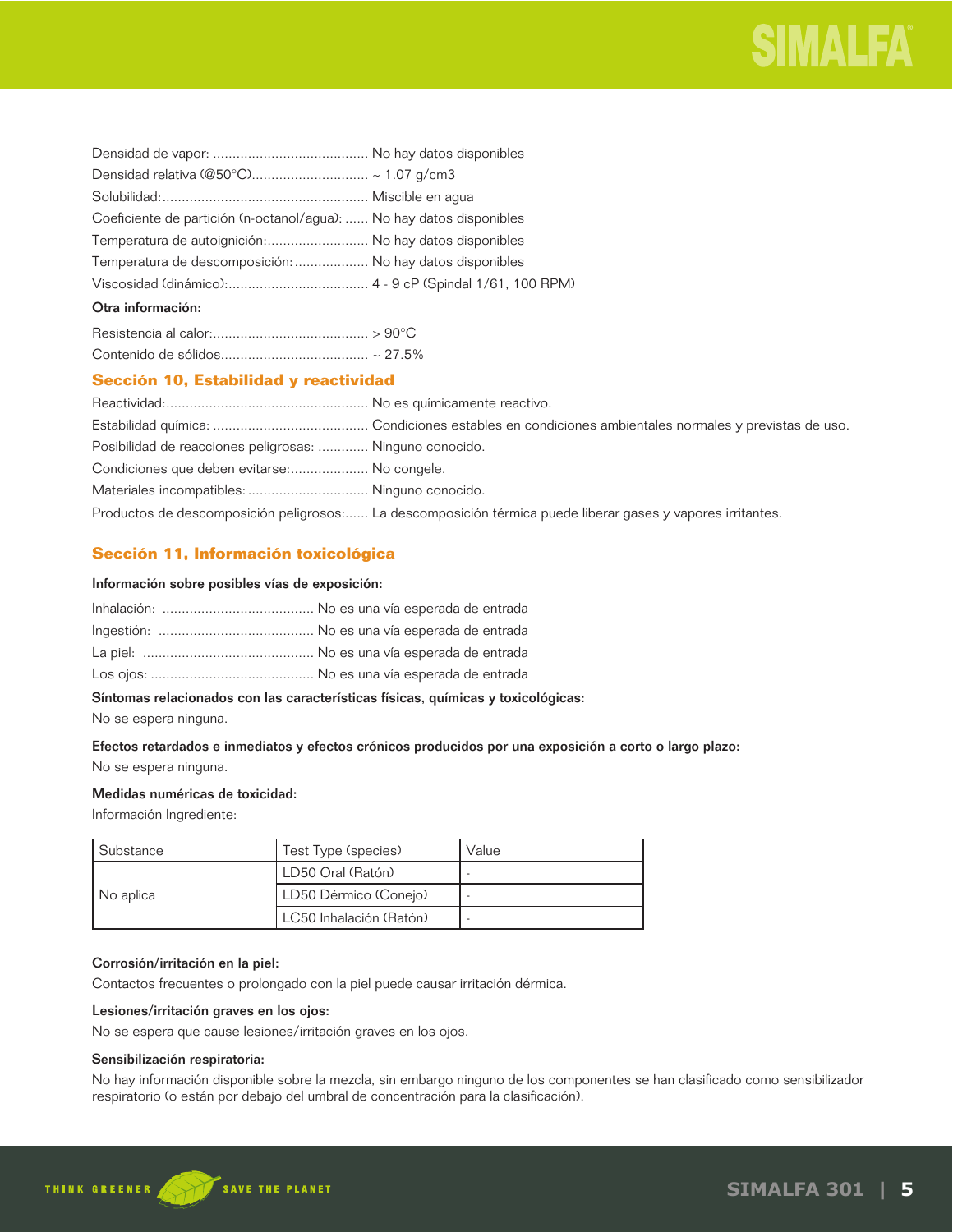Densidad de vapor: ........................................ No hay datos disponibles
Densidad relativa (@50°C).............................. ~ 1.07 g/cm3
Solubilidad:..................................................... Miscible en agua
Coeficiente de partición (n-octanol/agua): ...... No hay datos disponibles
Temperatura de autoignición:.......................... No hay datos disponibles
Temperatura de descomposición:.................. No hay datos disponibles
Viscosidad (dinámico):.................................... 4 - 9 cP (Spindal 1/61, 100 RPM)

**Otra información:**

Resistencia al calor:........................................ > 90°C
Contenido de sólidos...................................... ~ 27.5%

## Sección 10, Estabilidad y reactividad

Reactividad:.................................................... No es químicamente reactivo.
Estabilidad química: ........................................ Condiciones estables en condiciones ambientales normales y previstas de uso.
Posibilidad de reacciones peligrosas: ............. Ninguno conocido.
Condiciones que deben evitarse:.................... No congele.
Materiales incompatibles: ............................... Ninguno conocido.
Productos de descomposición peligrosos:...... La descomposición térmica puede liberar gases y vapores irritantes.

## Sección 11, Información toxicológica

**Información sobre posibles vías de exposición:**

Inhalación: ....................................... No es una vía esperada de entrada
Ingestión: ........................................ No es una vía esperada de entrada
La piel: ............................................ No es una vía esperada de entrada
Los ojos: .......................................... No es una vía esperada de entrada

**Síntomas relacionados con las características físicas, químicas y toxicológicas:**

No se espera ninguna.

**Efectos retardados e inmediatos y efectos crónicos producidos por una exposición a corto o largo plazo:**

No se espera ninguna.

**Medidas numéricas de toxicidad:**

Información Ingrediente:

| Substance | Test Type (species) | Value |
|---|---|---|
| No aplica | LD50 Oral (Ratón) | - |
| | LD50 Dérmico (Conejo) | - |
| | LC50 Inhalación (Ratón) | - |

**Corrosión/irritación en la piel:**

Contactos frecuentes o prolongado con la piel puede causar irritación dérmica.

**Lesiones/irritación graves en los ojos:**

No se espera que cause lesiones/irritación graves en los ojos.

**Sensibilización respiratoria:**

No hay información disponible sobre la mezcla, sin embargo ninguno de los componentes se han clasificado como sensibilizador respiratorio (o están por debajo del umbral de concentración para la clasificación).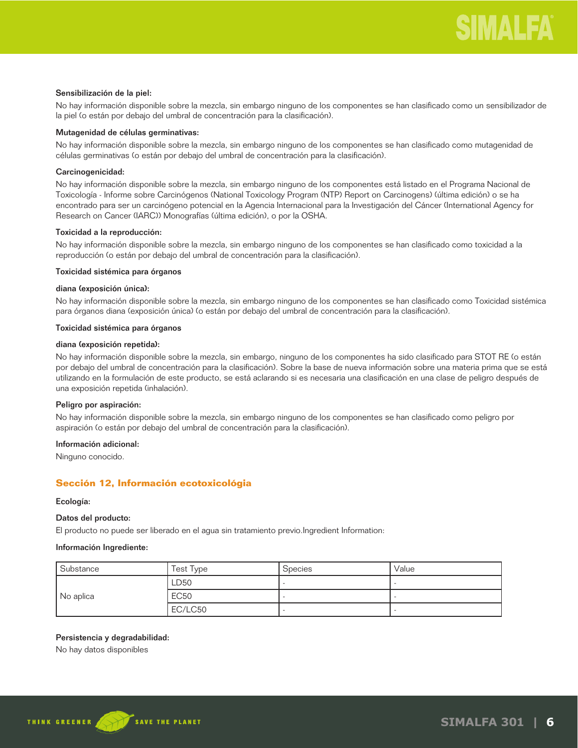**Sensibilización de la piel:**

No hay información disponible sobre la mezcla, sin embargo ninguno de los componentes se han clasificado como un sensibilizador de la piel (o están por debajo del umbral de concentración para la clasificación).

**Mutagenidad de células germinativas:**

No hay información disponible sobre la mezcla, sin embargo ninguno de los componentes se han clasificado como mutagenidad de células germinativas (o están por debajo del umbral de concentración para la clasificación).

**Carcinogenicidad:**

No hay información disponible sobre la mezcla, sin embargo ninguno de los componentes está listado en el Programa Nacional de Toxicología - Informe sobre Carcinógenos (National Toxicology Program (NTP) Report on Carcinogens) (última edición) o se ha encontrado para ser un carcinógeno potencial en la Agencia Internacional para la Investigación del Cáncer (International Agency for Research on Cancer (IARC)) Monografías (última edición), o por la OSHA.

**Toxicidad a la reproducción:**

No hay información disponible sobre la mezcla, sin embargo ninguno de los componentes se han clasificado como toxicidad a la reproducción (o están por debajo del umbral de concentración para la clasificación).

**Toxicidad sistémica para órganos**

**diana (exposición única):**

No hay información disponible sobre la mezcla, sin embargo ninguno de los componentes se han clasificado como Toxicidad sistémica para órganos diana (exposición única) (o están por debajo del umbral de concentración para la clasificación).

**Toxicidad sistémica para órganos**

**diana (exposición repetida):**

No hay información disponible sobre la mezcla, sin embargo, ninguno de los componentes ha sido clasificado para STOT RE (o están por debajo del umbral de concentración para la clasificación). Sobre la base de nueva información sobre una materia prima que se está utilizando en la formulación de este producto, se está aclarando si es necesaria una clasificación en una clase de peligro después de una exposición repetida (inhalación).

**Peligro por aspiración:**

No hay información disponible sobre la mezcla, sin embargo ninguno de los componentes se han clasificado como peligro por aspiración (o están por debajo del umbral de concentración para la clasificación).

**Información adicional:**

Ninguno conocido.

## Sección 12, Información ecotoxicológia

**Ecología:**

**Datos del producto:**

El producto no puede ser liberado en el agua sin tratamiento previo.Ingredient Information:

**Información Ingrediente:**

| Substance | Test Type | Species | Value |
|---|---|---|---|
| No aplica | LD50 | - | - |
| | EC50 | - | - |
| | EC/LC50 | - | - |

**Persistencia y degradabilidad:**

No hay datos disponibles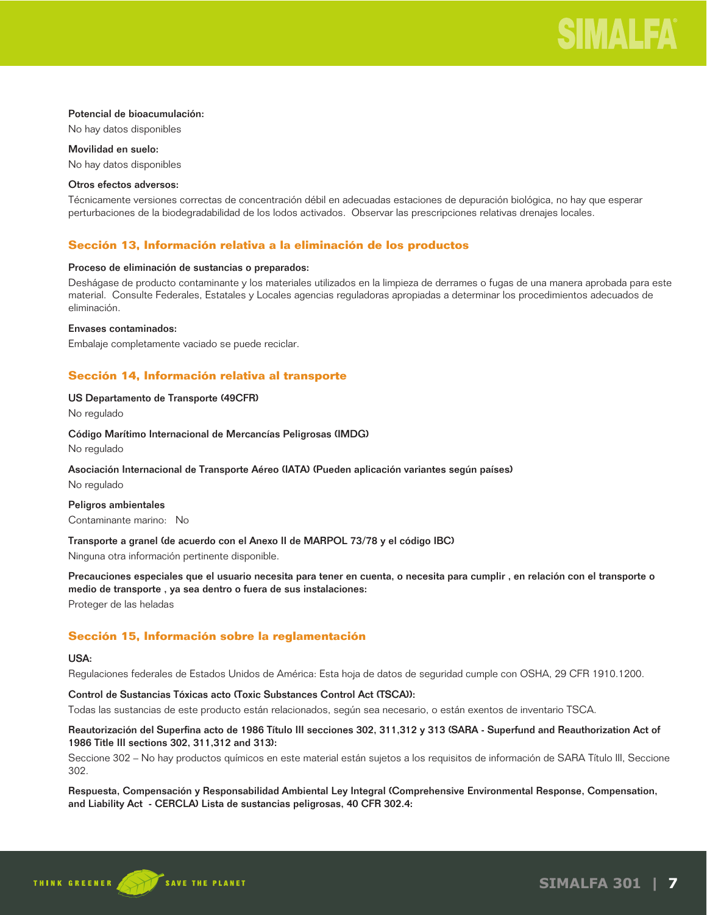**Potencial de bioacumulación:**

No hay datos disponibles

**Movilidad en suelo:**

No hay datos disponibles

**Otros efectos adversos:**

Técnicamente versiones correctas de concentración débil en adecuadas estaciones de depuración biológica, no hay que esperar perturbaciones de la biodegradabilidad de los lodos activados. Observar las prescripciones relativas drenajes locales.

## Sección 13, Información relativa a la eliminación de los productos

**Proceso de eliminación de sustancias o preparados:**

Deshágase de producto contaminante y los materiales utilizados en la limpieza de derrames o fugas de una manera aprobada para este material. Consulte Federales, Estatales y Locales agencias reguladoras apropiadas a determinar los procedimientos adecuados de eliminación.

**Envases contaminados:**

Embalaje completamente vaciado se puede reciclar.

## Sección 14, Información relativa al transporte

**US Departamento de Transporte (49CFR)**

No regulado

**Código Marítimo Internacional de Mercancías Peligrosas (IMDG)**

No regulado

**Asociación Internacional de Transporte Aéreo (IATA) (Pueden aplicación variantes según países)**

No regulado

**Peligros ambientales**

Contaminante marino: No

**Transporte a granel (de acuerdo con el Anexo II de MARPOL 73/78 y el código IBC)**

Ninguna otra información pertinente disponible.

**Precauciones especiales que el usuario necesita para tener en cuenta, o necesita para cumplir , en relación con el transporte o medio de transporte , ya sea dentro o fuera de sus instalaciones:**

Proteger de las heladas

## Sección 15, Información sobre la reglamentación

**USA:**

Regulaciones federales de Estados Unidos de América: Esta hoja de datos de seguridad cumple con OSHA, 29 CFR 1910.1200.

**Control de Sustancias Tóxicas acto (Toxic Substances Control Act (TSCA)):**

Todas las sustancias de este producto están relacionados, según sea necesario, o están exentos de inventario TSCA.

**Reautorización del Superfina acto de 1986 Título III secciones 302, 311,312 y 313 (SARA - Superfund and Reauthorization Act of 1986 Title III sections 302, 311,312 and 313):**

Seccione 302 – No hay productos químicos en este material están sujetos a los requisitos de información de SARA Título III, Seccione 302.

**Respuesta, Compensación y Responsabilidad Ambiental Ley Integral (Comprehensive Environmental Response, Compensation, and Liability Act - CERCLA) Lista de sustancias peligrosas, 40 CFR 302.4:**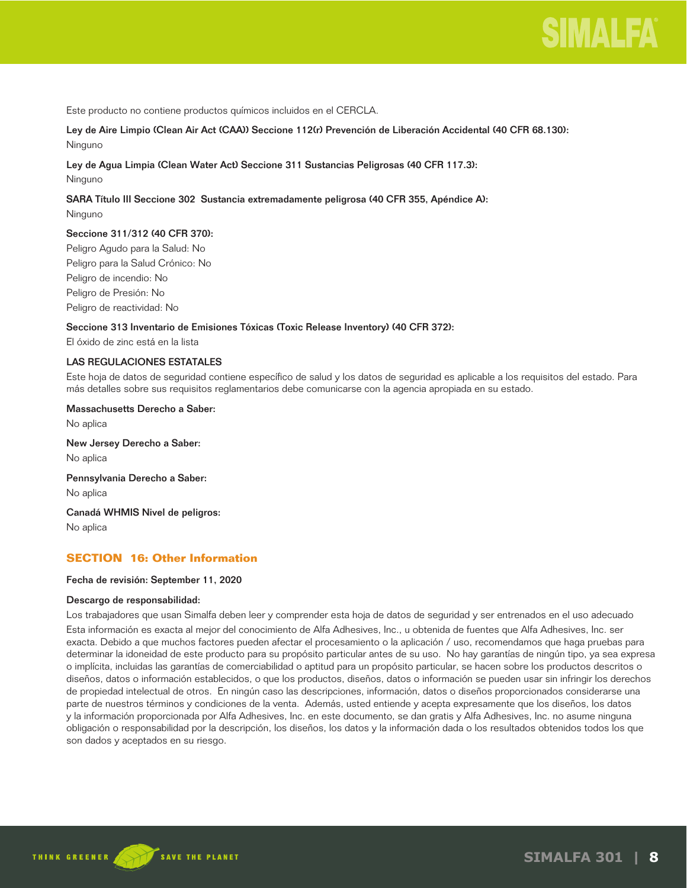Este producto no contiene productos químicos incluidos en el CERCLA.

**Ley de Aire Limpio (Clean Air Act (CAA)) Seccione 112(r) Prevención de Liberación Accidental (40 CFR 68.130):**
Ninguno

**Ley de Agua Limpia (Clean Water Act) Seccione 311 Sustancias Peligrosas (40 CFR 117.3):**
Ninguno

**SARA Título III Seccione 302 Sustancia extremadamente peligrosa (40 CFR 355, Apéndice A):**
Ninguno

**Seccione 311/312 (40 CFR 370):**
Peligro Agudo para la Salud: No
Peligro para la Salud Crónico: No
Peligro de incendio: No
Peligro de Presión: No
Peligro de reactividad: No

**Seccione 313 Inventario de Emisiones Tóxicas (Toxic Release Inventory) (40 CFR 372):**
El óxido de zinc está en la lista

**LAS REGULACIONES ESTATALES**

Este hoja de datos de seguridad contiene específico de salud y los datos de seguridad es aplicable a los requisitos del estado. Para más detalles sobre sus requisitos reglamentarios debe comunicarse con la agencia apropiada en su estado.

**Massachusetts Derecho a Saber:**
No aplica

**New Jersey Derecho a Saber:**
No aplica

**Pennsylvania Derecho a Saber:**
No aplica

**Canadá WHMIS Nivel de peligros:**
No aplica

## SECTION 16: Other Information

**Fecha de revisión: September 11, 2020**

**Descargo de responsabilidad:**

Los trabajadores que usan Simalfa deben leer y comprender esta hoja de datos de seguridad y ser entrenados en el uso adecuado

Esta información es exacta al mejor del conocimiento de Alfa Adhesives, Inc., u obtenida de fuentes que Alfa Adhesives, Inc. ser exacta. Debido a que muchos factores pueden afectar el procesamiento o la aplicación / uso, recomendamos que haga pruebas para determinar la idoneidad de este producto para su propósito particular antes de su uso. No hay garantías de ningún tipo, ya sea expresa o implícita, incluidas las garantías de comerciabilidad o aptitud para un propósito particular, se hacen sobre los productos descritos o diseños, datos o información establecidos, o que los productos, diseños, datos o información se pueden usar sin infringir los derechos de propiedad intelectual de otros. En ningún caso las descripciones, información, datos o diseños proporcionados considerarse una parte de nuestros términos y condiciones de la venta. Además, usted entiende y acepta expresamente que los diseños, los datos y la información proporcionada por Alfa Adhesives, Inc. en este documento, se dan gratis y Alfa Adhesives, Inc. no asume ninguna obligación o responsabilidad por la descripción, los diseños, los datos y la información dada o los resultados obtenidos todos los que son dados y aceptados en su riesgo.